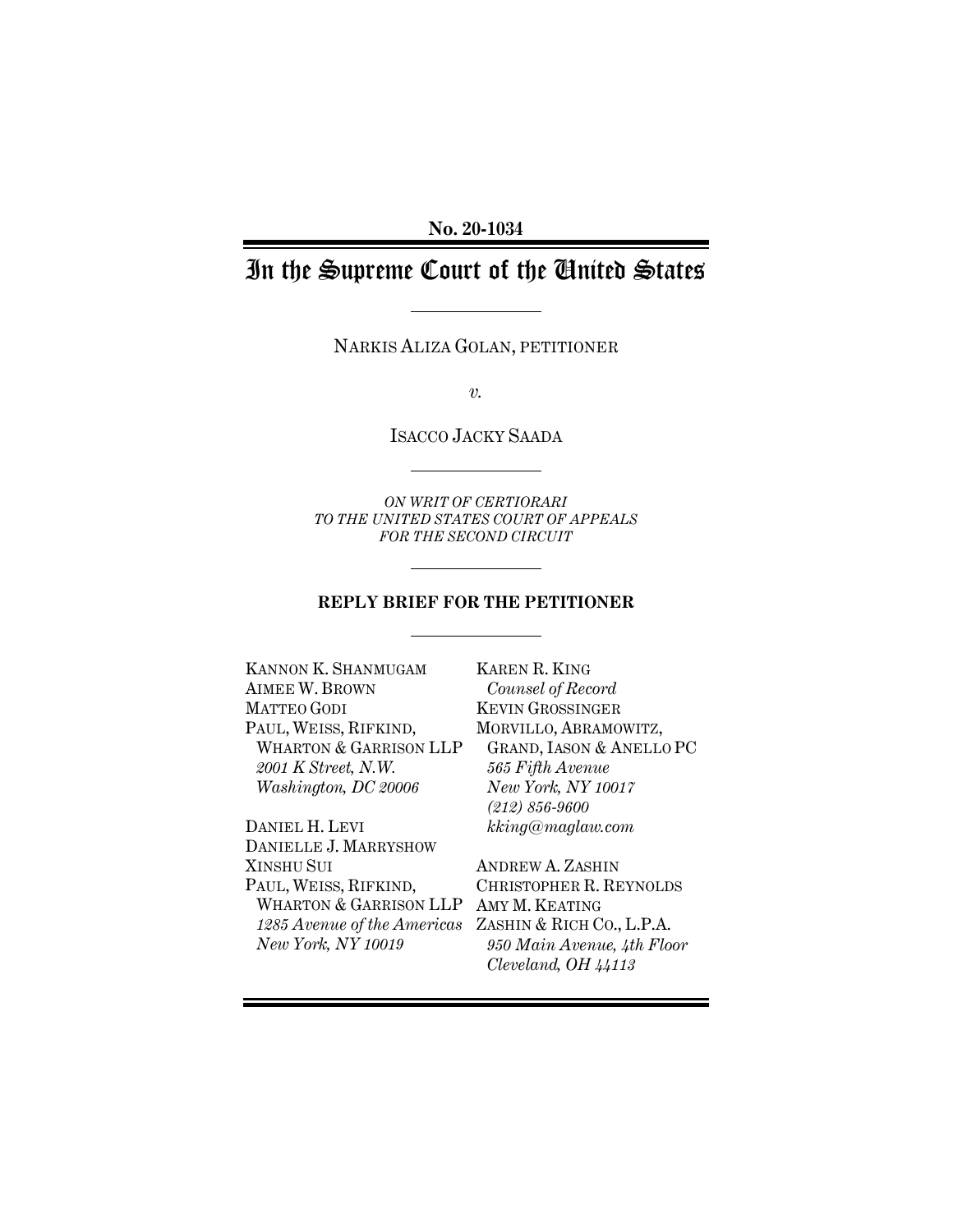**No. 20-1034**

# In the Supreme Court of the United States

NARKIS ALIZA GOLAN, PETITIONER

*v.*

ISACCO JACKY SAADA

*ON WRIT OF CERTIORARI TO THE UNITED STATES COURT OF APPEALS FOR THE SECOND CIRCUIT*

**REPLY BRIEF FOR THE PETITIONER**

KANNON K. SHANMUGAM
AIMEE W. BROWN
MATTEO GODI
PAUL, WEISS, RIFKIND, WHARTON & GARRISON LLP
*2001 K Street, N.W.*
*Washington, DC 20006*

DANIEL H. LEVI
DANIELLE J. MARRYSHOW
XINSHU SUI
PAUL, WEISS, RIFKIND, WHARTON & GARRISON LLP
*1285 Avenue of the Americas*
*New York, NY 10019*

KAREN R. KING
*Counsel of Record*
KEVIN GROSSINGER
MORVILLO, ABRAMOWITZ, GRAND, IASON & ANELLO PC
*565 Fifth Avenue*
*New York, NY 10017*
*(212) 856-9600*
*kking@maglaw.com*

ANDREW A. ZASHIN
CHRISTOPHER R. REYNOLDS
AMY M. KEATING
ZASHIN & RICH CO., L.P.A.
*950 Main Avenue, 4th Floor*
*Cleveland, OH 44113*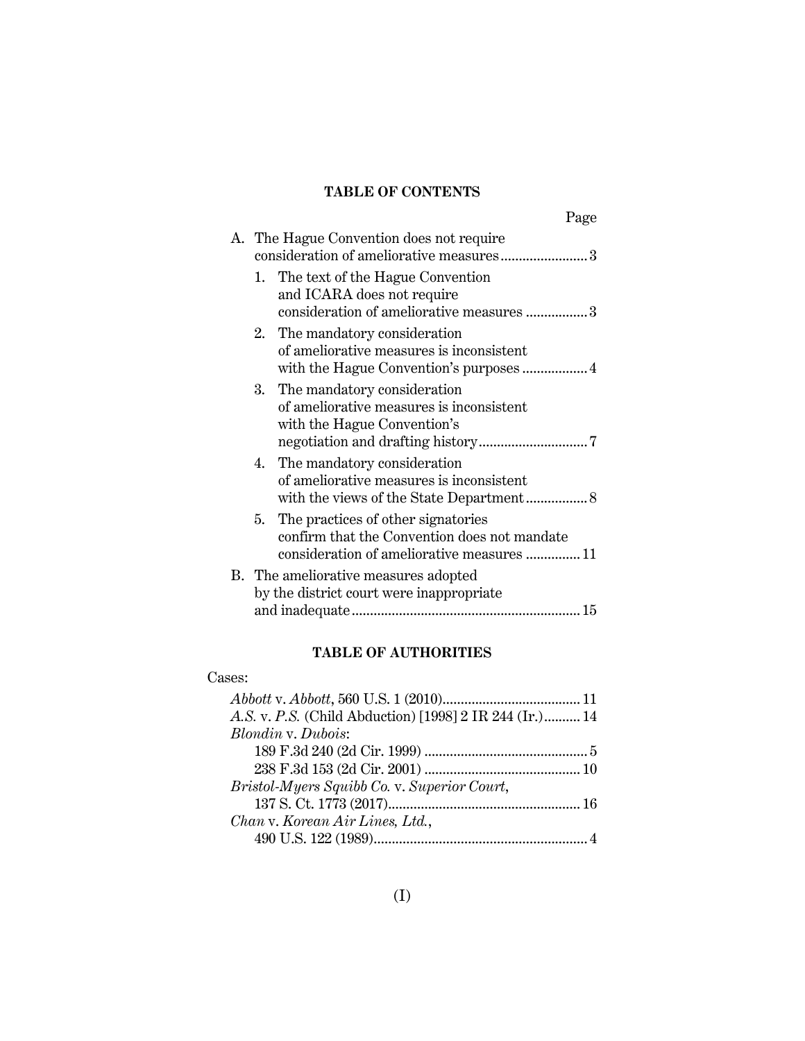**TABLE OF CONTENTS**

Page

A. The Hague Convention does not require consideration of ameliorative measures ........................ 3

1. The text of the Hague Convention and ICARA does not require consideration of ameliorative measures ................. 3

2. The mandatory consideration of ameliorative measures is inconsistent with the Hague Convention's purposes .................. 4

3. The mandatory consideration of ameliorative measures is inconsistent with the Hague Convention's negotiation and drafting history .............................. 7

4. The mandatory consideration of ameliorative measures is inconsistent with the views of the State Department ................. 8

5. The practices of other signatories confirm that the Convention does not mandate consideration of ameliorative measures ............... 11

B. The ameliorative measures adopted by the district court were inappropriate and inadequate ............................................................... 15

**TABLE OF AUTHORITIES**

Cases:

*Abbott* v. *Abbott*, 560 U.S. 1 (2010)...................................... 11

*A.S.* v. *P.S.* (Child Abduction) [1998] 2 IR 244 (Ir.).......... 14

*Blondin* v. *Dubois*:

189 F.3d 240 (2d Cir. 1999) ............................................ 5

238 F.3d 153 (2d Cir. 2001) .......................................... 10

*Bristol-Myers Squibb Co.* v. *Superior Court*, 137 S. Ct. 1773 (2017)..................................................... 16

*Chan* v. *Korean Air Lines, Ltd.*, 490 U.S. 122 (1989)........................................................... 4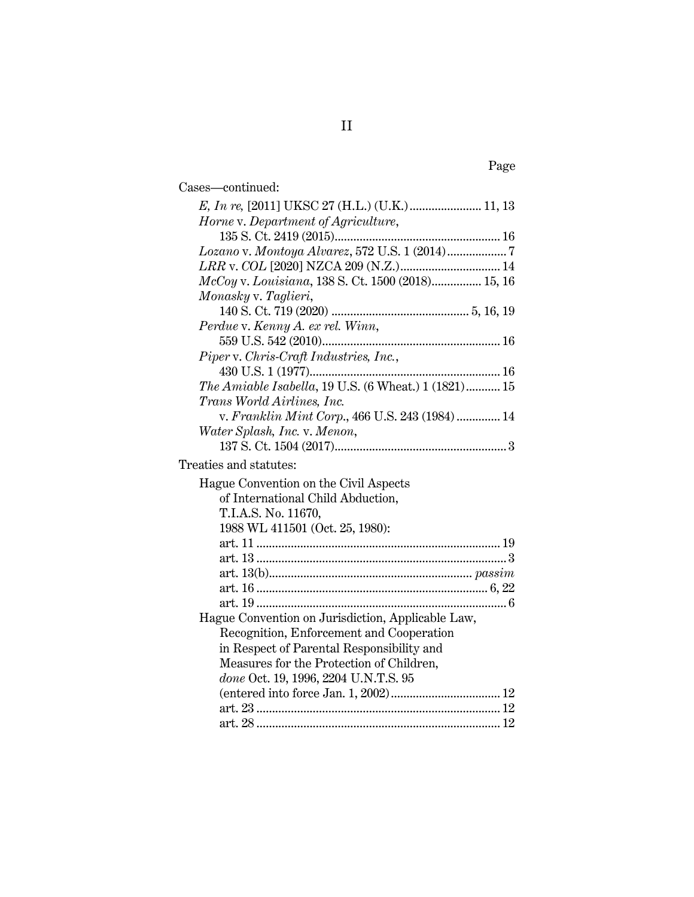Page

Cases—continued:

- *E, In re,* [2011] UKSC 27 (H.L.) (U.K.) ....................... 11, 13
- *Horne* v. *Department of Agriculture*, 135 S. Ct. 2419 (2015) ..................................................... 16
- *Lozano* v. *Montoya Alvarez*, 572 U.S. 1 (2014) ................... 7
- *LRR* v. *COL* [2020] NZCA 209 (N.Z.) ................................ 14
- *McCoy* v. *Louisiana*, 138 S. Ct. 1500 (2018) ................ 15, 16
- *Monasky* v. *Taglieri*, 140 S. Ct. 719 (2020) ............................................ 5, 16, 19
- *Perdue* v. *Kenny A. ex rel. Winn*, 559 U.S. 542 (2010) ......................................................... 16
- *Piper* v. *Chris-Craft Industries, Inc.*, 430 U.S. 1 (1977) ............................................................ 16
- *The Amiable Isabella*, 19 U.S. (6 Wheat.) 1 (1821) ........... 15
- *Trans World Airlines, Inc.* v. *Franklin Mint Corp.*, 466 U.S. 243 (1984) ............. 14
- *Water Splash, Inc.* v. *Menon*, 137 S. Ct. 1504 (2017) ...................................................... 3

Treaties and statutes:

- Hague Convention on the Civil Aspects of International Child Abduction, T.I.A.S. No. 11670, 1988 WL 411501 (Oct. 25, 1980):
  - art. 11 ............................................................................. 19
  - art. 13 ............................................................................... 3
  - art. 13(b) ................................................................ *passim*
  - art. 16 ......................................................................... 6, 22
  - art. 19 ............................................................................... 6
- Hague Convention on Jurisdiction, Applicable Law, Recognition, Enforcement and Cooperation in Respect of Parental Responsibility and Measures for the Protection of Children, *done* Oct. 19, 1996, 2204 U.N.T.S. 95 (entered into force Jan. 1, 2002) .................................. 12
  - art. 23 ............................................................................. 12
  - art. 28 ............................................................................. 12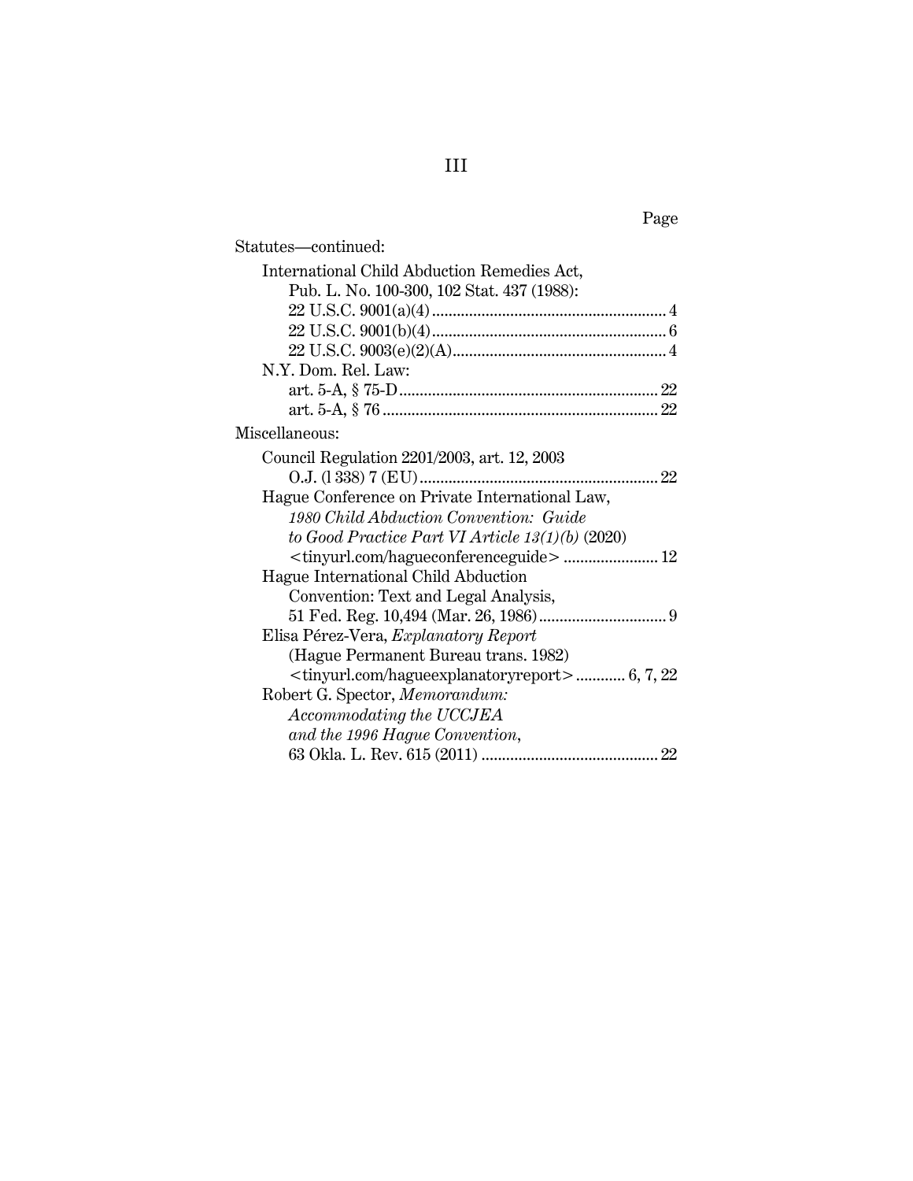Page

Statutes—continued:

International Child Abduction Remedies Act, Pub. L. No. 100-300, 102 Stat. 437 (1988):
- 22 U.S.C. 9001(a)(4) ........................................................ 4
- 22 U.S.C. 9001(b)(4) ........................................................ 6
- 22 U.S.C. 9003(e)(2)(A) .................................................... 4

N.Y. Dom. Rel. Law:
- art. 5-A, § 75-D .............................................................. 22
- art. 5-A, § 76 .................................................................. 22

Miscellaneous:

Council Regulation 2201/2003, art. 12, 2003 O.J. (l 338) 7 (EU) ......................................................... 22

Hague Conference on Private International Law, *1980 Child Abduction Convention: Guide to Good Practice Part VI Article 13(1)(b)* (2020) <tinyurl.com/hagueconferenceguide> ....................... 12

Hague International Child Abduction Convention: Text and Legal Analysis, 51 Fed. Reg. 10,494 (Mar. 26, 1986) ............................... 9

Elisa Pérez-Vera, *Explanatory Report* (Hague Permanent Bureau trans. 1982) <tinyurl.com/hagueexplanatoryreport> ............ 6, 7, 22

Robert G. Spector, *Memorandum: Accommodating the UCCJEA and the 1996 Hague Convention*, 63 Okla. L. Rev. 615 (2011) ........................................... 22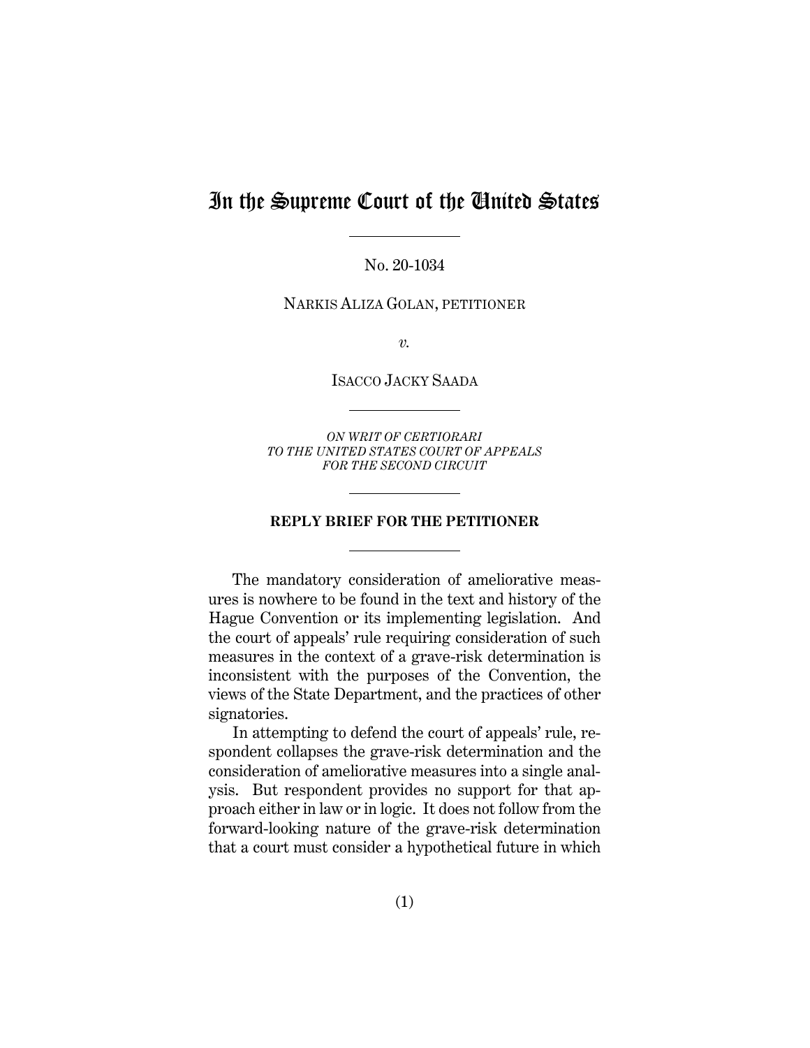# In the Supreme Court of the United States

No. 20-1034

NARKIS ALIZA GOLAN, PETITIONER

*v.*

ISACCO JACKY SAADA

*ON WRIT OF CERTIORARI TO THE UNITED STATES COURT OF APPEALS FOR THE SECOND CIRCUIT*

**REPLY BRIEF FOR THE PETITIONER**

The mandatory consideration of ameliorative measures is nowhere to be found in the text and history of the Hague Convention or its implementing legislation. And the court of appeals' rule requiring consideration of such measures in the context of a grave-risk determination is inconsistent with the purposes of the Convention, the views of the State Department, and the practices of other signatories.

In attempting to defend the court of appeals' rule, respondent collapses the grave-risk determination and the consideration of ameliorative measures into a single analysis. But respondent provides no support for that approach either in law or in logic. It does not follow from the forward-looking nature of the grave-risk determination that a court must consider a hypothetical future in which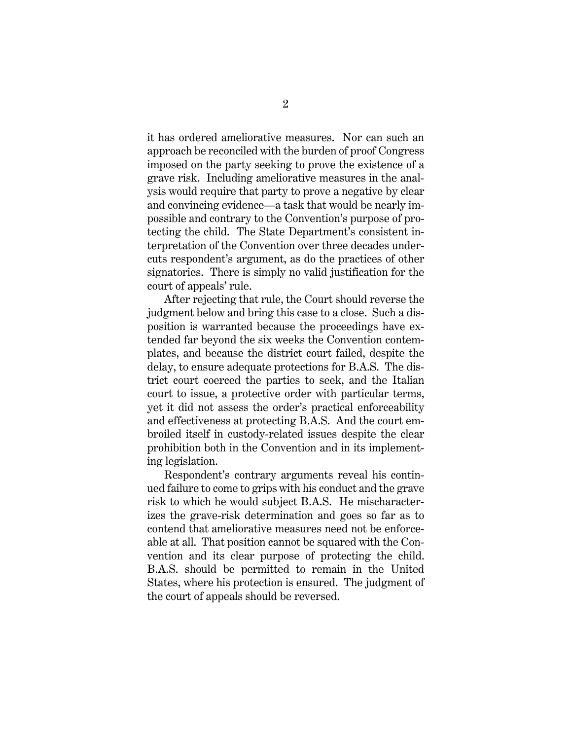it has ordered ameliorative measures. Nor can such an approach be reconciled with the burden of proof Congress imposed on the party seeking to prove the existence of a grave risk. Including ameliorative measures in the analysis would require that party to prove a negative by clear and convincing evidence—a task that would be nearly impossible and contrary to the Convention's purpose of protecting the child. The State Department's consistent interpretation of the Convention over three decades undercuts respondent's argument, as do the practices of other signatories. There is simply no valid justification for the court of appeals' rule.

After rejecting that rule, the Court should reverse the judgment below and bring this case to a close. Such a disposition is warranted because the proceedings have extended far beyond the six weeks the Convention contemplates, and because the district court failed, despite the delay, to ensure adequate protections for B.A.S. The district court coerced the parties to seek, and the Italian court to issue, a protective order with particular terms, yet it did not assess the order's practical enforceability and effectiveness at protecting B.A.S. And the court embroiled itself in custody-related issues despite the clear prohibition both in the Convention and in its implementing legislation.

Respondent's contrary arguments reveal his continued failure to come to grips with his conduct and the grave risk to which he would subject B.A.S. He mischaracterizes the grave-risk determination and goes so far as to contend that ameliorative measures need not be enforceable at all. That position cannot be squared with the Convention and its clear purpose of protecting the child. B.A.S. should be permitted to remain in the United States, where his protection is ensured. The judgment of the court of appeals should be reversed.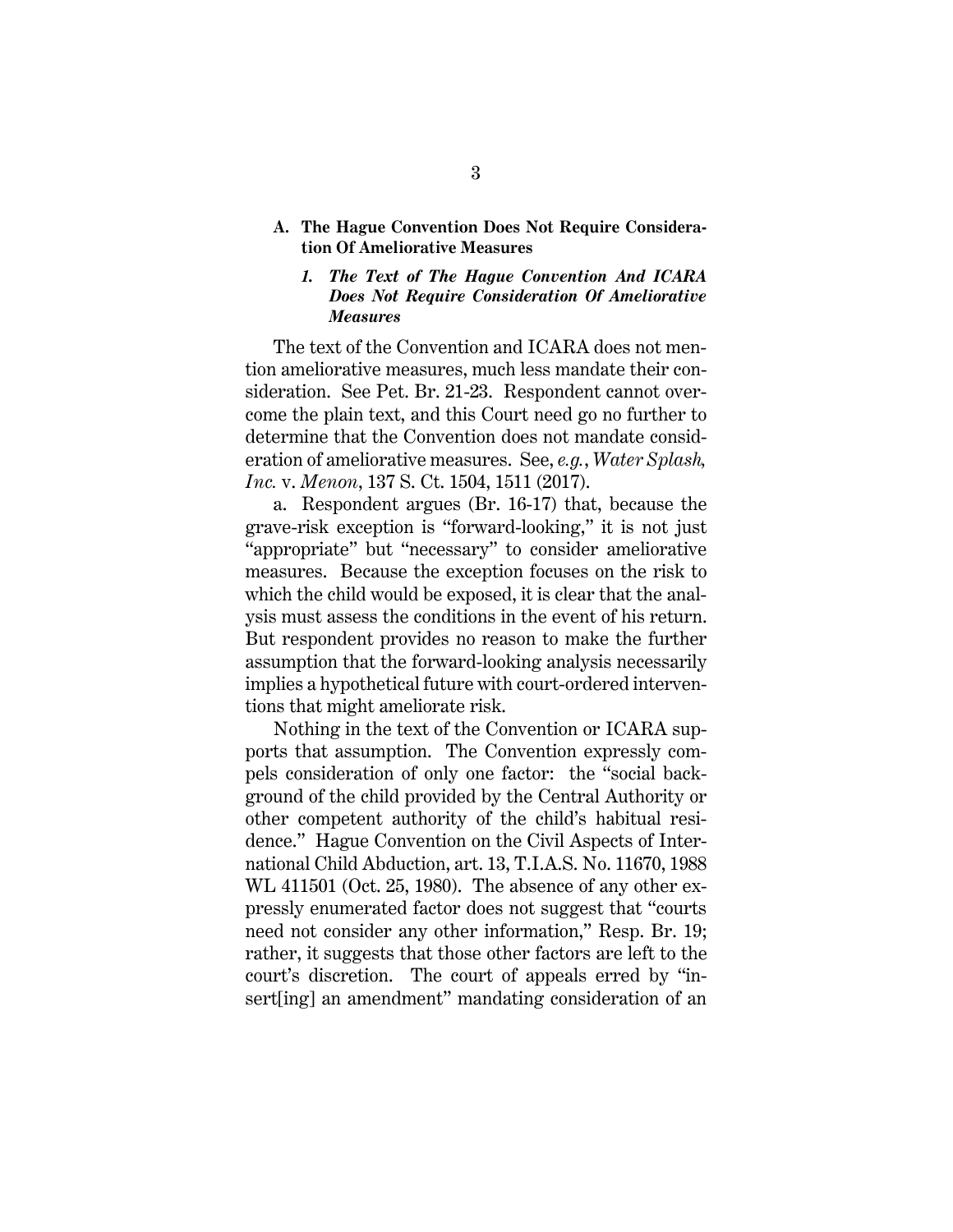## A. The Hague Convention Does Not Require Consideration Of Ameliorative Measures

### *1. The Text of The Hague Convention And ICARA Does Not Require Consideration Of Ameliorative Measures*

The text of the Convention and ICARA does not mention ameliorative measures, much less mandate their consideration. See Pet. Br. 21-23. Respondent cannot overcome the plain text, and this Court need go no further to determine that the Convention does not mandate consideration of ameliorative measures. See, *e.g.*, *Water Splash, Inc.* v. *Menon*, 137 S. Ct. 1504, 1511 (2017).

a. Respondent argues (Br. 16-17) that, because the grave-risk exception is "forward-looking," it is not just "appropriate" but "necessary" to consider ameliorative measures. Because the exception focuses on the risk to which the child would be exposed, it is clear that the analysis must assess the conditions in the event of his return. But respondent provides no reason to make the further assumption that the forward-looking analysis necessarily implies a hypothetical future with court-ordered interventions that might ameliorate risk.

Nothing in the text of the Convention or ICARA supports that assumption. The Convention expressly compels consideration of only one factor: the "social background of the child provided by the Central Authority or other competent authority of the child's habitual residence." Hague Convention on the Civil Aspects of International Child Abduction, art. 13, T.I.A.S. No. 11670, 1988 WL 411501 (Oct. 25, 1980). The absence of any other expressly enumerated factor does not suggest that "courts need not consider any other information," Resp. Br. 19; rather, it suggests that those other factors are left to the court's discretion. The court of appeals erred by "insert[ing] an amendment" mandating consideration of an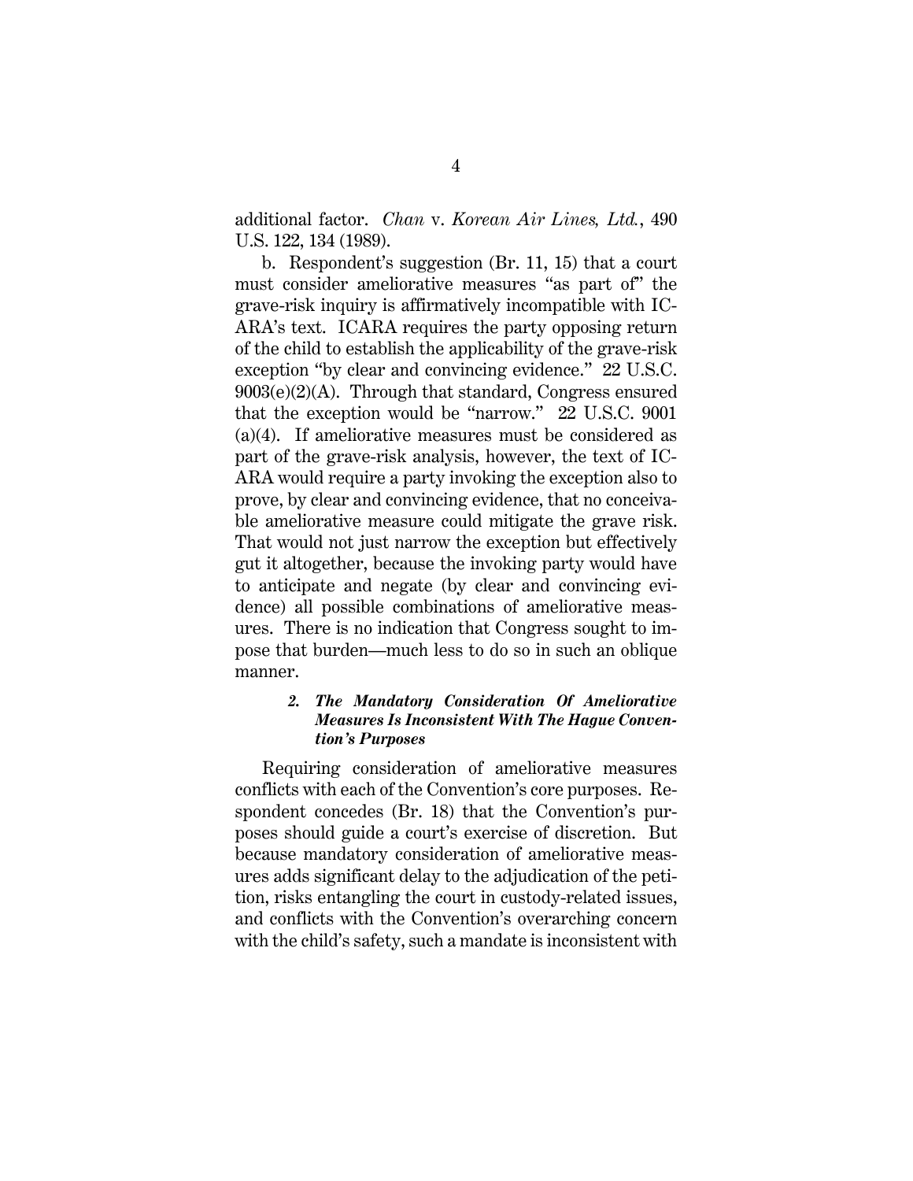additional factor. *Chan* v. *Korean Air Lines, Ltd.*, 490 U.S. 122, 134 (1989).

b. Respondent's suggestion (Br. 11, 15) that a court must consider ameliorative measures "as part of" the grave-risk inquiry is affirmatively incompatible with ICARA's text. ICARA requires the party opposing return of the child to establish the applicability of the grave-risk exception "by clear and convincing evidence." 22 U.S.C. 9003(e)(2)(A). Through that standard, Congress ensured that the exception would be "narrow." 22 U.S.C. 9001 (a)(4). If ameliorative measures must be considered as part of the grave-risk analysis, however, the text of ICARA would require a party invoking the exception also to prove, by clear and convincing evidence, that no conceivable ameliorative measure could mitigate the grave risk. That would not just narrow the exception but effectively gut it altogether, because the invoking party would have to anticipate and negate (by clear and convincing evidence) all possible combinations of ameliorative measures. There is no indication that Congress sought to impose that burden—much less to do so in such an oblique manner.

#### *2. The Mandatory Consideration Of Ameliorative Measures Is Inconsistent With The Hague Convention's Purposes*

Requiring consideration of ameliorative measures conflicts with each of the Convention's core purposes. Respondent concedes (Br. 18) that the Convention's purposes should guide a court's exercise of discretion. But because mandatory consideration of ameliorative measures adds significant delay to the adjudication of the petition, risks entangling the court in custody-related issues, and conflicts with the Convention's overarching concern with the child's safety, such a mandate is inconsistent with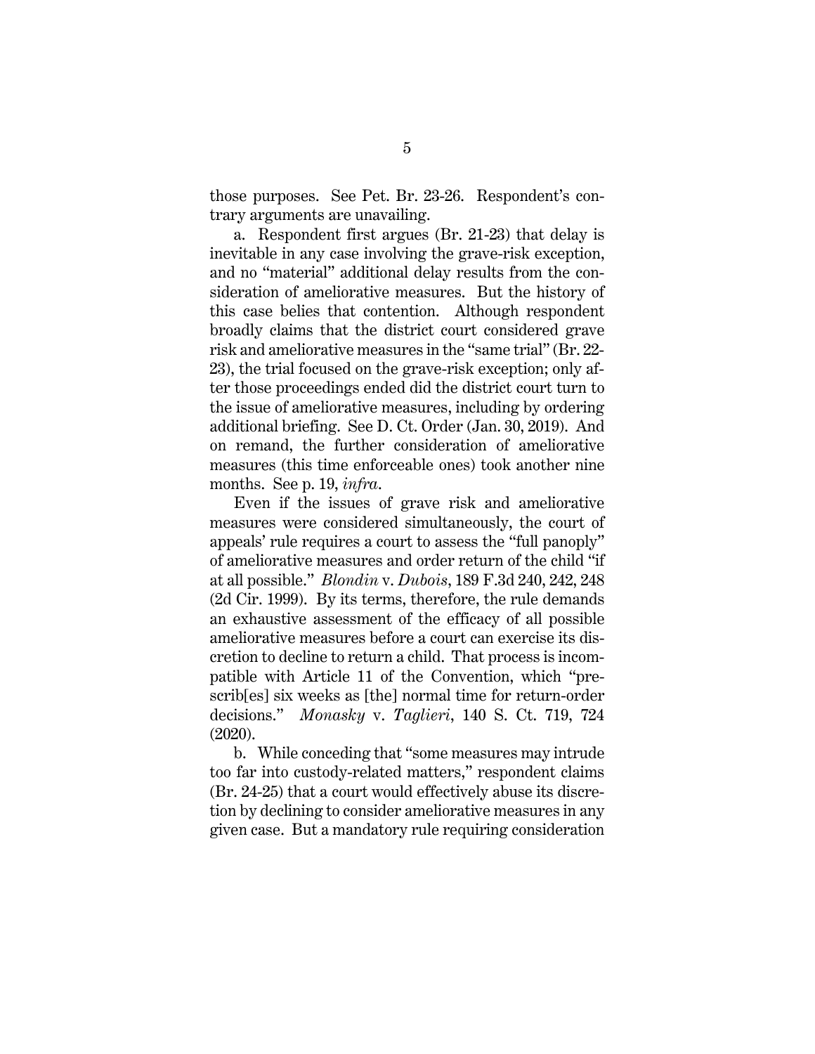those purposes. See Pet. Br. 23-26. Respondent's contrary arguments are unavailing.

a. Respondent first argues (Br. 21-23) that delay is inevitable in any case involving the grave-risk exception, and no "material" additional delay results from the consideration of ameliorative measures. But the history of this case belies that contention. Although respondent broadly claims that the district court considered grave risk and ameliorative measures in the "same trial" (Br. 22-23), the trial focused on the grave-risk exception; only after those proceedings ended did the district court turn to the issue of ameliorative measures, including by ordering additional briefing. See D. Ct. Order (Jan. 30, 2019). And on remand, the further consideration of ameliorative measures (this time enforceable ones) took another nine months. See p. 19, *infra*.

Even if the issues of grave risk and ameliorative measures were considered simultaneously, the court of appeals' rule requires a court to assess the "full panoply" of ameliorative measures and order return of the child "if at all possible." *Blondin* v. *Dubois*, 189 F.3d 240, 242, 248 (2d Cir. 1999). By its terms, therefore, the rule demands an exhaustive assessment of the efficacy of all possible ameliorative measures before a court can exercise its discretion to decline to return a child. That process is incompatible with Article 11 of the Convention, which "prescrib[es] six weeks as [the] normal time for return-order decisions." *Monasky* v. *Taglieri*, 140 S. Ct. 719, 724 (2020).

b. While conceding that "some measures may intrude too far into custody-related matters," respondent claims (Br. 24-25) that a court would effectively abuse its discretion by declining to consider ameliorative measures in any given case. But a mandatory rule requiring consideration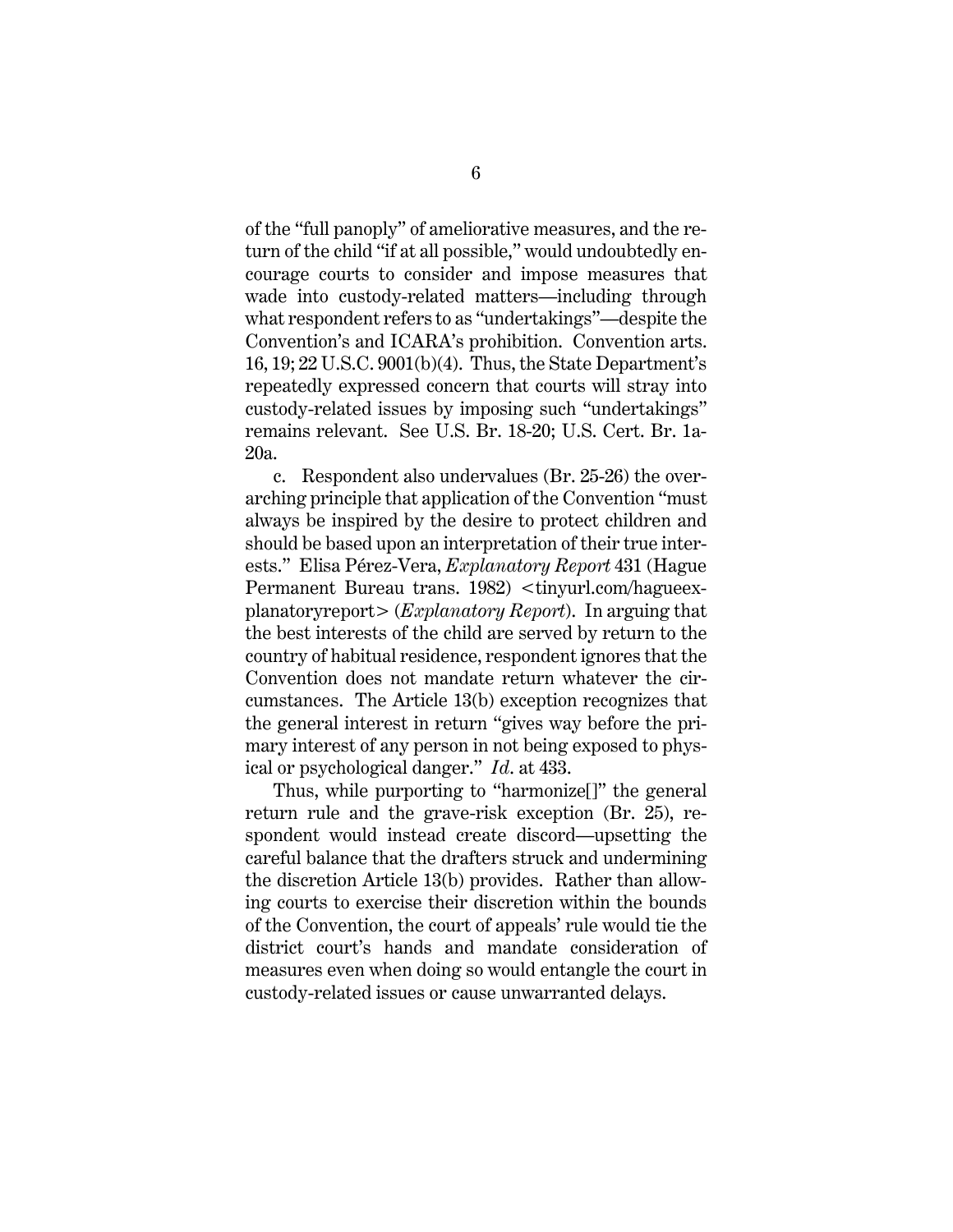of the "full panoply" of ameliorative measures, and the return of the child "if at all possible," would undoubtedly encourage courts to consider and impose measures that wade into custody-related matters—including through what respondent refers to as "undertakings"—despite the Convention's and ICARA's prohibition. Convention arts. 16, 19; 22 U.S.C. 9001(b)(4). Thus, the State Department's repeatedly expressed concern that courts will stray into custody-related issues by imposing such "undertakings" remains relevant. See U.S. Br. 18-20; U.S. Cert. Br. 1a-20a.

c. Respondent also undervalues (Br. 25-26) the overarching principle that application of the Convention "must always be inspired by the desire to protect children and should be based upon an interpretation of their true interests." Elisa Pérez-Vera, *Explanatory Report* 431 (Hague Permanent Bureau trans. 1982) <tinyurl.com/hagueexplanatoryreport> (*Explanatory Report*). In arguing that the best interests of the child are served by return to the country of habitual residence, respondent ignores that the Convention does not mandate return whatever the circumstances. The Article 13(b) exception recognizes that the general interest in return "gives way before the primary interest of any person in not being exposed to physical or psychological danger." *Id.* at 433.

Thus, while purporting to "harmonize[]" the general return rule and the grave-risk exception (Br. 25), respondent would instead create discord—upsetting the careful balance that the drafters struck and undermining the discretion Article 13(b) provides. Rather than allowing courts to exercise their discretion within the bounds of the Convention, the court of appeals' rule would tie the district court's hands and mandate consideration of measures even when doing so would entangle the court in custody-related issues or cause unwarranted delays.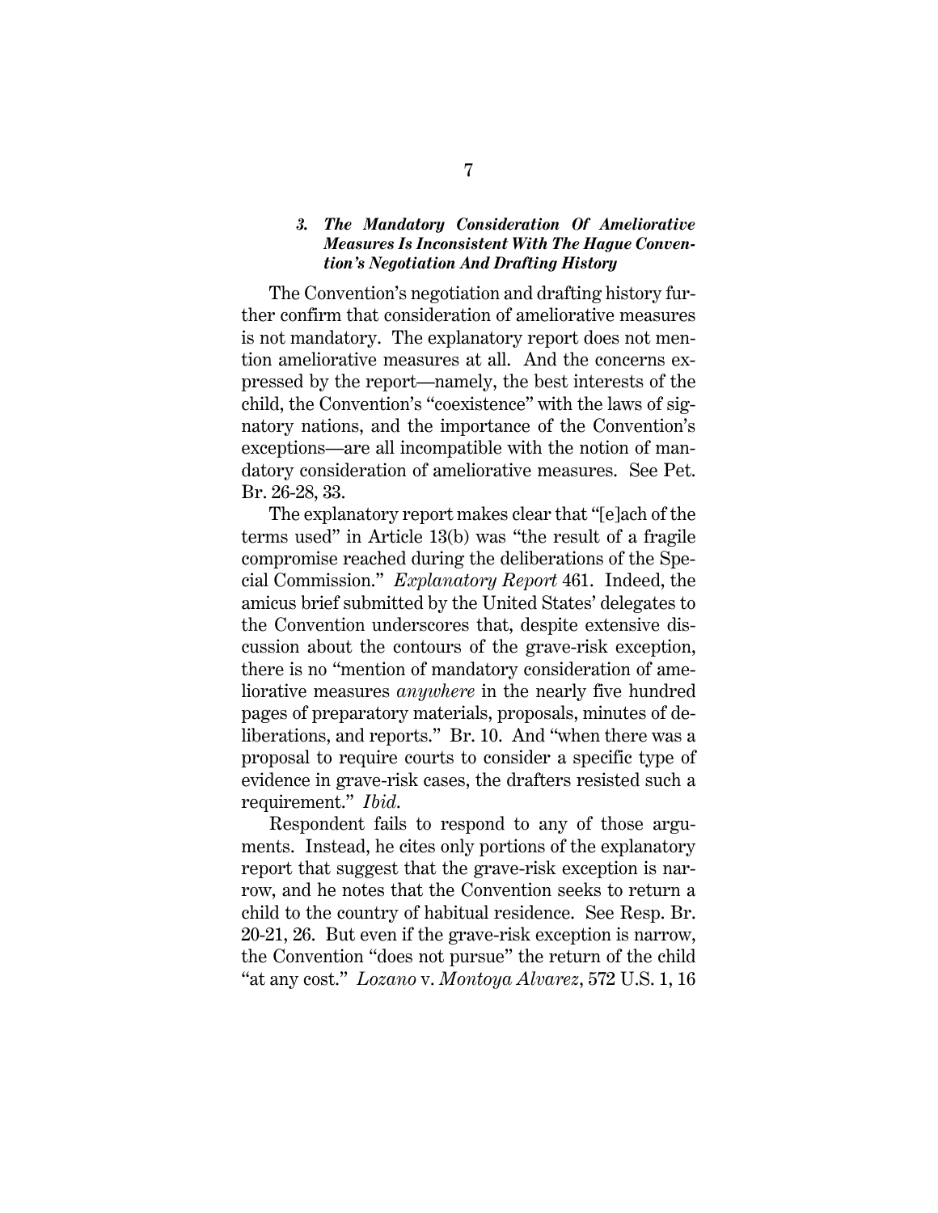### *3. The Mandatory Consideration Of Ameliorative Measures Is Inconsistent With The Hague Convention's Negotiation And Drafting History*

The Convention's negotiation and drafting history further confirm that consideration of ameliorative measures is not mandatory. The explanatory report does not mention ameliorative measures at all. And the concerns expressed by the report—namely, the best interests of the child, the Convention's "coexistence" with the laws of signatory nations, and the importance of the Convention's exceptions—are all incompatible with the notion of mandatory consideration of ameliorative measures. See Pet. Br. 26-28, 33.

The explanatory report makes clear that "[e]ach of the terms used" in Article 13(b) was "the result of a fragile compromise reached during the deliberations of the Special Commission." *Explanatory Report* 461. Indeed, the amicus brief submitted by the United States' delegates to the Convention underscores that, despite extensive discussion about the contours of the grave-risk exception, there is no "mention of mandatory consideration of ameliorative measures *anywhere* in the nearly five hundred pages of preparatory materials, proposals, minutes of deliberations, and reports." Br. 10. And "when there was a proposal to require courts to consider a specific type of evidence in grave-risk cases, the drafters resisted such a requirement." *Ibid.*

Respondent fails to respond to any of those arguments. Instead, he cites only portions of the explanatory report that suggest that the grave-risk exception is narrow, and he notes that the Convention seeks to return a child to the country of habitual residence. See Resp. Br. 20-21, 26. But even if the grave-risk exception is narrow, the Convention "does not pursue" the return of the child "at any cost." *Lozano* v. *Montoya Alvarez*, 572 U.S. 1, 16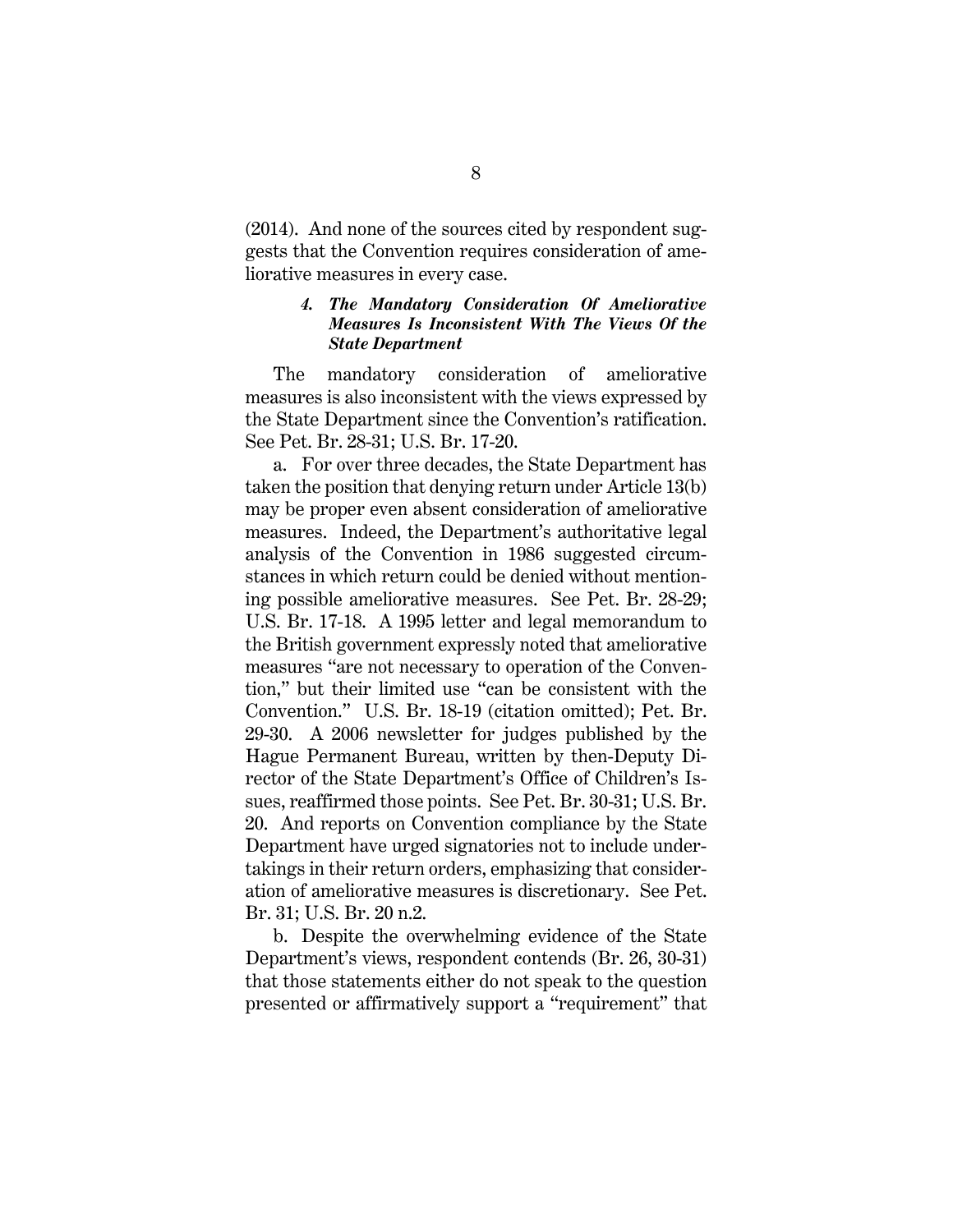(2014). And none of the sources cited by respondent suggests that the Convention requires consideration of ameliorative measures in every case.

#### *4. The Mandatory Consideration Of Ameliorative Measures Is Inconsistent With The Views Of the State Department*

The mandatory consideration of ameliorative measures is also inconsistent with the views expressed by the State Department since the Convention's ratification. See Pet. Br. 28-31; U.S. Br. 17-20.

a. For over three decades, the State Department has taken the position that denying return under Article 13(b) may be proper even absent consideration of ameliorative measures. Indeed, the Department's authoritative legal analysis of the Convention in 1986 suggested circumstances in which return could be denied without mentioning possible ameliorative measures. See Pet. Br. 28-29; U.S. Br. 17-18. A 1995 letter and legal memorandum to the British government expressly noted that ameliorative measures "are not necessary to operation of the Convention," but their limited use "can be consistent with the Convention." U.S. Br. 18-19 (citation omitted); Pet. Br. 29-30. A 2006 newsletter for judges published by the Hague Permanent Bureau, written by then-Deputy Director of the State Department's Office of Children's Issues, reaffirmed those points. See Pet. Br. 30-31; U.S. Br. 20. And reports on Convention compliance by the State Department have urged signatories not to include undertakings in their return orders, emphasizing that consideration of ameliorative measures is discretionary. See Pet. Br. 31; U.S. Br. 20 n.2.

b. Despite the overwhelming evidence of the State Department's views, respondent contends (Br. 26, 30-31) that those statements either do not speak to the question presented or affirmatively support a "requirement" that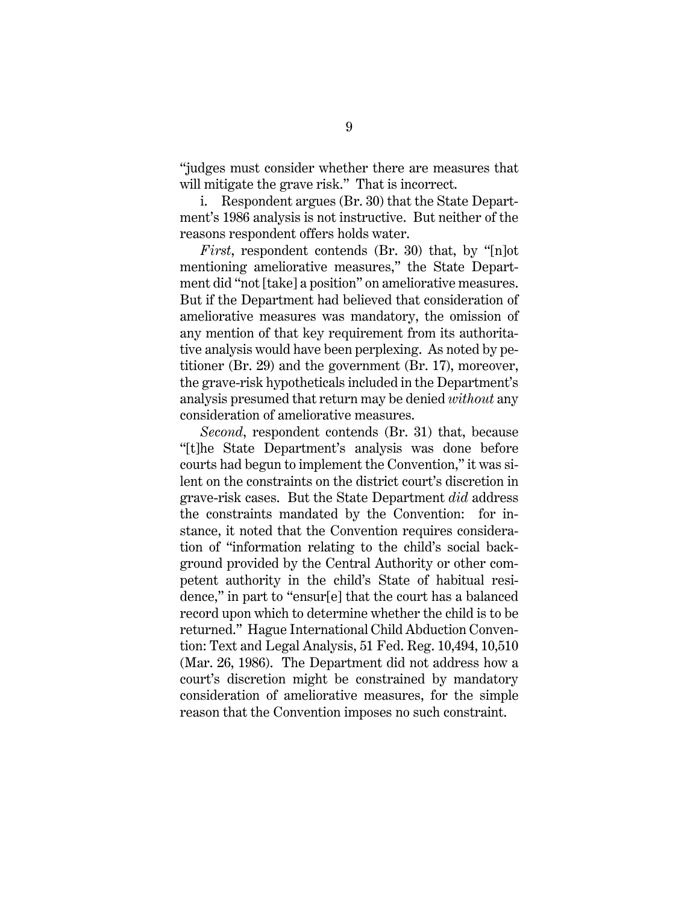"judges must consider whether there are measures that will mitigate the grave risk." That is incorrect.

i. Respondent argues (Br. 30) that the State Department's 1986 analysis is not instructive. But neither of the reasons respondent offers holds water.

*First*, respondent contends (Br. 30) that, by "[n]ot mentioning ameliorative measures," the State Department did "not [take] a position" on ameliorative measures. But if the Department had believed that consideration of ameliorative measures was mandatory, the omission of any mention of that key requirement from its authoritative analysis would have been perplexing. As noted by petitioner (Br. 29) and the government (Br. 17), moreover, the grave-risk hypotheticals included in the Department's analysis presumed that return may be denied *without* any consideration of ameliorative measures.

*Second*, respondent contends (Br. 31) that, because "[t]he State Department's analysis was done before courts had begun to implement the Convention," it was silent on the constraints on the district court's discretion in grave-risk cases. But the State Department *did* address the constraints mandated by the Convention: for instance, it noted that the Convention requires consideration of "information relating to the child's social background provided by the Central Authority or other competent authority in the child's State of habitual residence," in part to "ensur[e] that the court has a balanced record upon which to determine whether the child is to be returned." Hague International Child Abduction Convention: Text and Legal Analysis, 51 Fed. Reg. 10,494, 10,510 (Mar. 26, 1986). The Department did not address how a court's discretion might be constrained by mandatory consideration of ameliorative measures, for the simple reason that the Convention imposes no such constraint.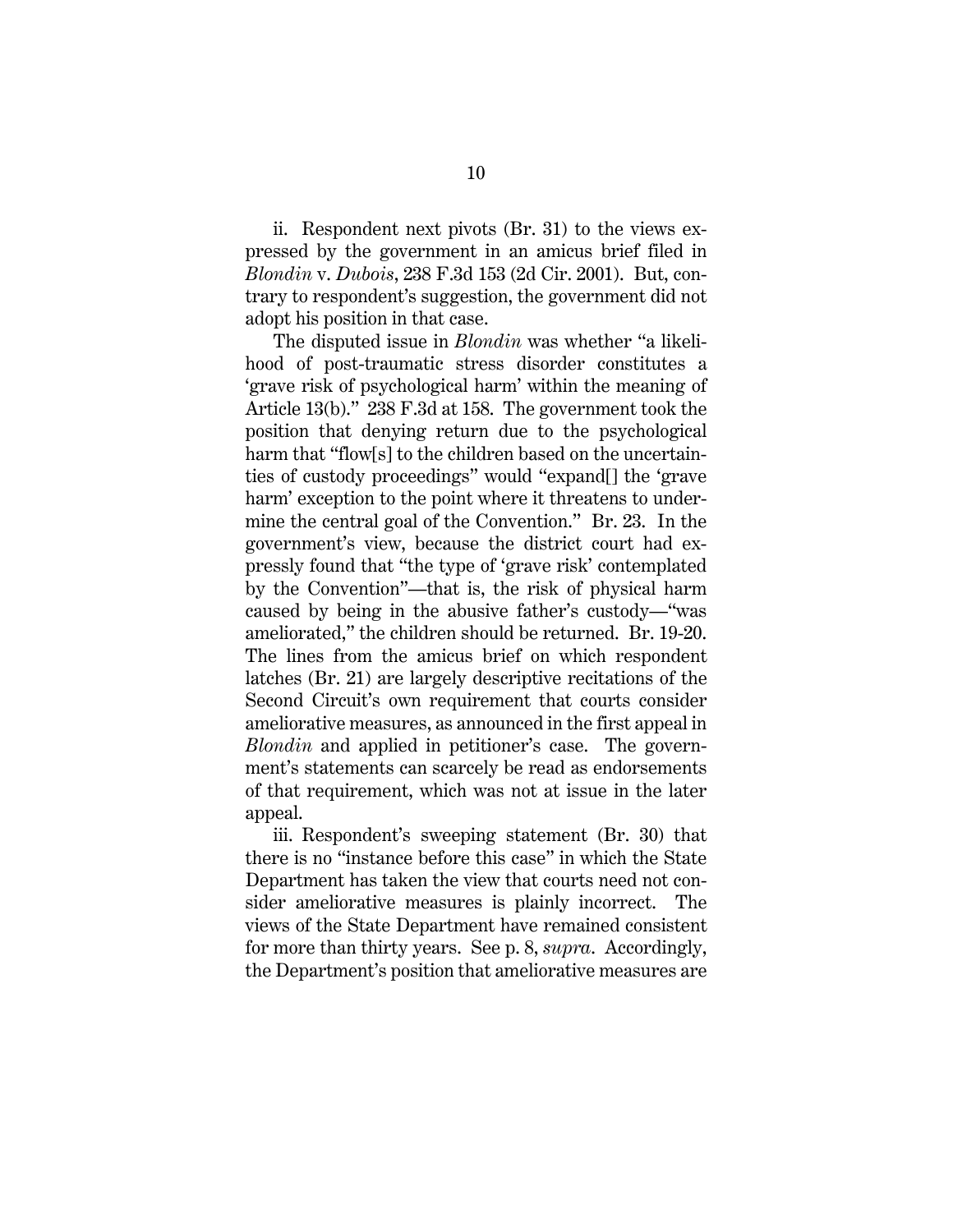ii. Respondent next pivots (Br. 31) to the views expressed by the government in an amicus brief filed in *Blondin* v. *Dubois*, 238 F.3d 153 (2d Cir. 2001). But, contrary to respondent's suggestion, the government did not adopt his position in that case.

The disputed issue in *Blondin* was whether "a likelihood of post-traumatic stress disorder constitutes a 'grave risk of psychological harm' within the meaning of Article 13(b)." 238 F.3d at 158. The government took the position that denying return due to the psychological harm that "flow[s] to the children based on the uncertainties of custody proceedings" would "expand[] the 'grave harm' exception to the point where it threatens to undermine the central goal of the Convention." Br. 23. In the government's view, because the district court had expressly found that "the type of 'grave risk' contemplated by the Convention"—that is, the risk of physical harm caused by being in the abusive father's custody—"was ameliorated," the children should be returned. Br. 19-20. The lines from the amicus brief on which respondent latches (Br. 21) are largely descriptive recitations of the Second Circuit's own requirement that courts consider ameliorative measures, as announced in the first appeal in *Blondin* and applied in petitioner's case. The government's statements can scarcely be read as endorsements of that requirement, which was not at issue in the later appeal.

iii. Respondent's sweeping statement (Br. 30) that there is no "instance before this case" in which the State Department has taken the view that courts need not consider ameliorative measures is plainly incorrect. The views of the State Department have remained consistent for more than thirty years. See p. 8, *supra*. Accordingly, the Department's position that ameliorative measures are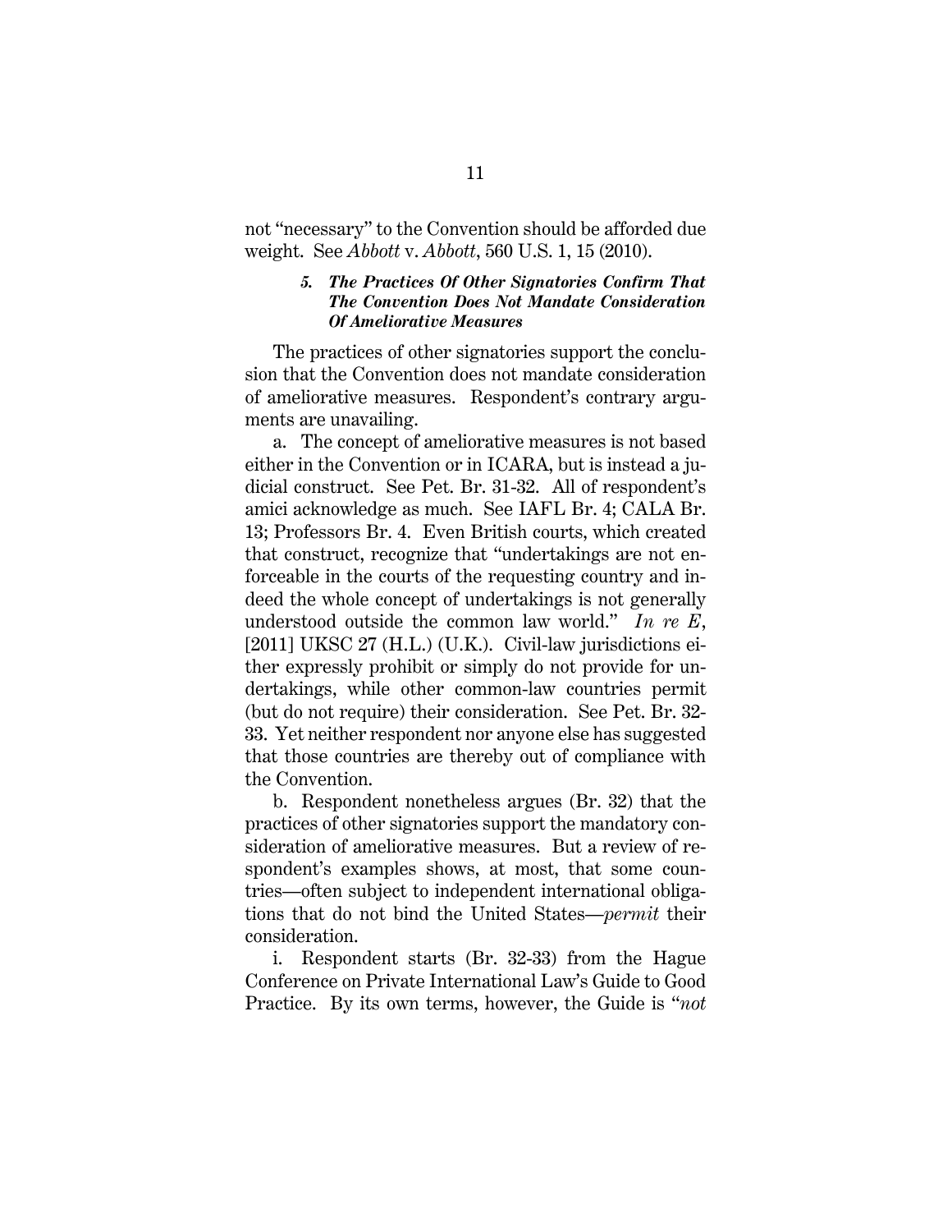not "necessary" to the Convention should be afforded due weight. See *Abbott* v. *Abbott*, 560 U.S. 1, 15 (2010).

##### *5. The Practices Of Other Signatories Confirm That The Convention Does Not Mandate Consideration Of Ameliorative Measures*

The practices of other signatories support the conclusion that the Convention does not mandate consideration of ameliorative measures. Respondent's contrary arguments are unavailing.

a. The concept of ameliorative measures is not based either in the Convention or in ICARA, but is instead a judicial construct. See Pet. Br. 31-32. All of respondent's amici acknowledge as much. See IAFL Br. 4; CALA Br. 13; Professors Br. 4. Even British courts, which created that construct, recognize that "undertakings are not enforceable in the courts of the requesting country and indeed the whole concept of undertakings is not generally understood outside the common law world." *In re E*, [2011] UKSC 27 (H.L.) (U.K.). Civil-law jurisdictions either expressly prohibit or simply do not provide for undertakings, while other common-law countries permit (but do not require) their consideration. See Pet. Br. 32-33. Yet neither respondent nor anyone else has suggested that those countries are thereby out of compliance with the Convention.

b. Respondent nonetheless argues (Br. 32) that the practices of other signatories support the mandatory consideration of ameliorative measures. But a review of respondent's examples shows, at most, that some countries—often subject to independent international obligations that do not bind the United States—*permit* their consideration.

i. Respondent starts (Br. 32-33) from the Hague Conference on Private International Law's Guide to Good Practice. By its own terms, however, the Guide is "*not*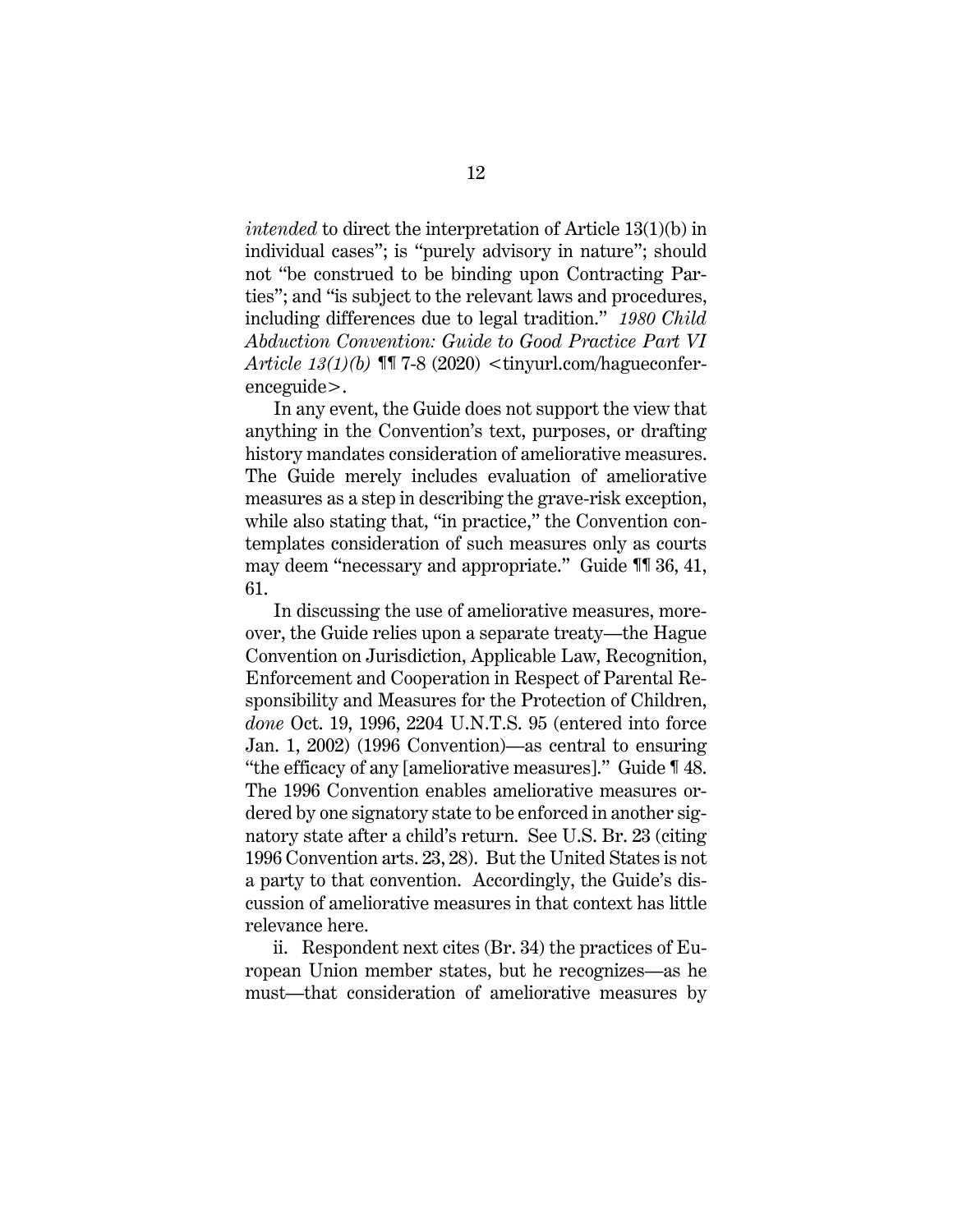*intended* to direct the interpretation of Article 13(1)(b) in individual cases"; is "purely advisory in nature"; should not "be construed to be binding upon Contracting Parties"; and "is subject to the relevant laws and procedures, including differences due to legal tradition." *1980 Child Abduction Convention: Guide to Good Practice Part VI Article 13(1)(b)* ¶¶ 7-8 (2020) <tinyurl.com/hagueconferenceguide>.

In any event, the Guide does not support the view that anything in the Convention's text, purposes, or drafting history mandates consideration of ameliorative measures. The Guide merely includes evaluation of ameliorative measures as a step in describing the grave-risk exception, while also stating that, "in practice," the Convention contemplates consideration of such measures only as courts may deem "necessary and appropriate." Guide ¶¶ 36, 41, 61.

In discussing the use of ameliorative measures, moreover, the Guide relies upon a separate treaty—the Hague Convention on Jurisdiction, Applicable Law, Recognition, Enforcement and Cooperation in Respect of Parental Responsibility and Measures for the Protection of Children, *done* Oct. 19, 1996, 2204 U.N.T.S. 95 (entered into force Jan. 1, 2002) (1996 Convention)—as central to ensuring "the efficacy of any [ameliorative measures]." Guide ¶ 48. The 1996 Convention enables ameliorative measures ordered by one signatory state to be enforced in another signatory state after a child's return. See U.S. Br. 23 (citing 1996 Convention arts. 23, 28). But the United States is not a party to that convention. Accordingly, the Guide's discussion of ameliorative measures in that context has little relevance here.

ii. Respondent next cites (Br. 34) the practices of European Union member states, but he recognizes—as he must—that consideration of ameliorative measures by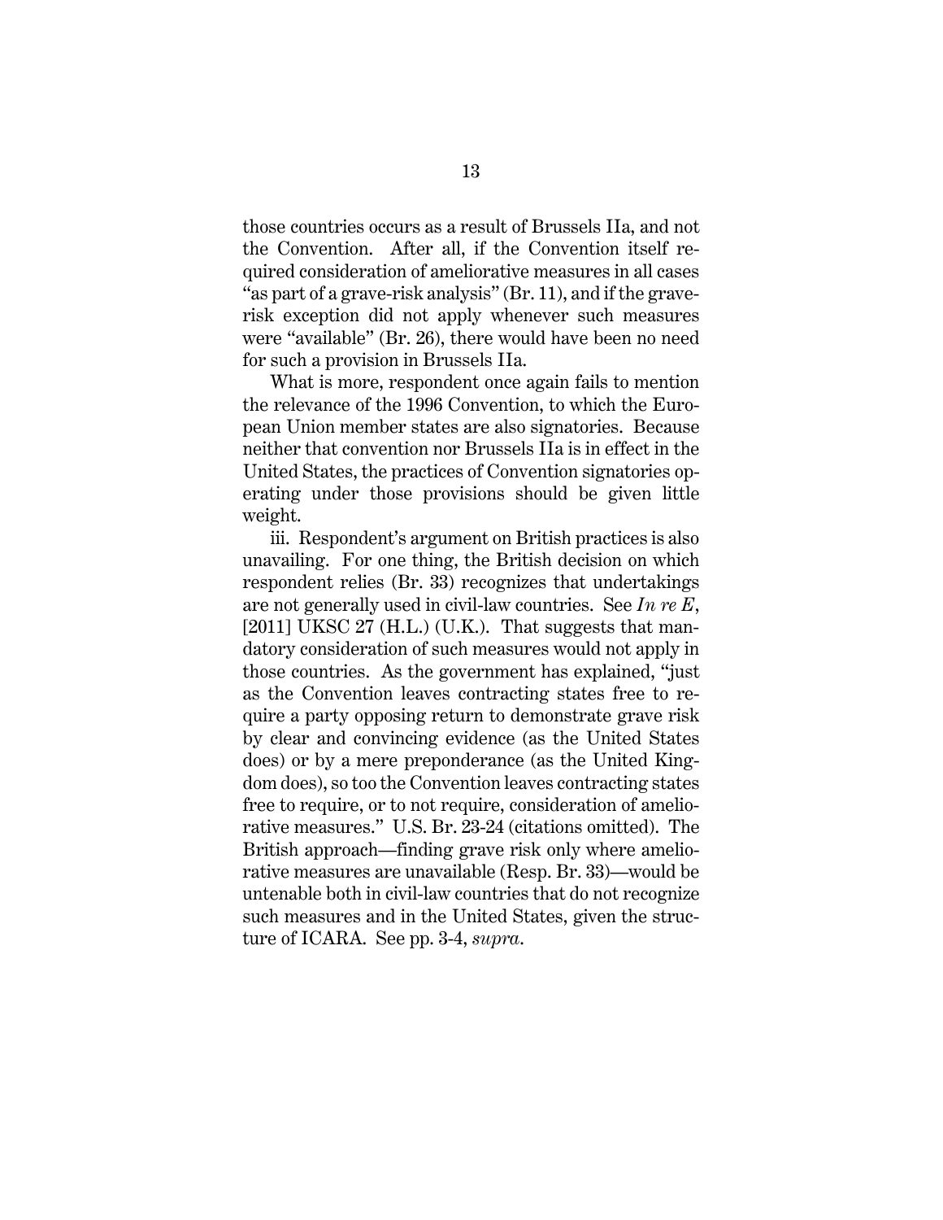those countries occurs as a result of Brussels IIa, and not the Convention. After all, if the Convention itself required consideration of ameliorative measures in all cases "as part of a grave-risk analysis" (Br. 11), and if the grave-risk exception did not apply whenever such measures were "available" (Br. 26), there would have been no need for such a provision in Brussels IIa.

What is more, respondent once again fails to mention the relevance of the 1996 Convention, to which the European Union member states are also signatories. Because neither that convention nor Brussels IIa is in effect in the United States, the practices of Convention signatories operating under those provisions should be given little weight.

iii. Respondent's argument on British practices is also unavailing. For one thing, the British decision on which respondent relies (Br. 33) recognizes that undertakings are not generally used in civil-law countries. See *In re E*, [2011] UKSC 27 (H.L.) (U.K.). That suggests that mandatory consideration of such measures would not apply in those countries. As the government has explained, "just as the Convention leaves contracting states free to require a party opposing return to demonstrate grave risk by clear and convincing evidence (as the United States does) or by a mere preponderance (as the United Kingdom does), so too the Convention leaves contracting states free to require, or to not require, consideration of ameliorative measures." U.S. Br. 23-24 (citations omitted). The British approach—finding grave risk only where ameliorative measures are unavailable (Resp. Br. 33)—would be untenable both in civil-law countries that do not recognize such measures and in the United States, given the structure of ICARA. See pp. 3-4, *supra*.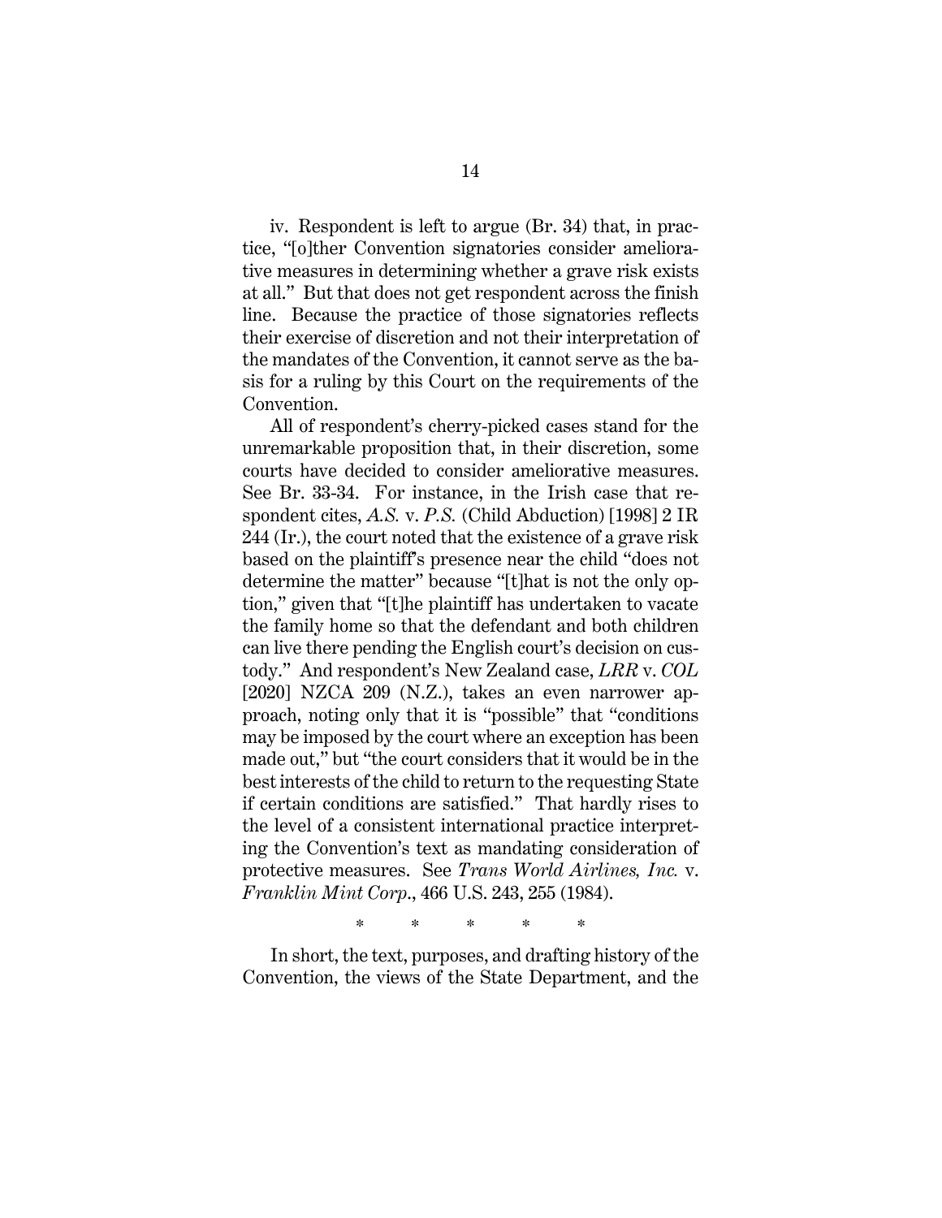iv. Respondent is left to argue (Br. 34) that, in practice, "[o]ther Convention signatories consider ameliorative measures in determining whether a grave risk exists at all." But that does not get respondent across the finish line. Because the practice of those signatories reflects their exercise of discretion and not their interpretation of the mandates of the Convention, it cannot serve as the basis for a ruling by this Court on the requirements of the Convention.

All of respondent's cherry-picked cases stand for the unremarkable proposition that, in their discretion, some courts have decided to consider ameliorative measures. See Br. 33-34. For instance, in the Irish case that respondent cites, *A.S.* v. *P.S.* (Child Abduction) [1998] 2 IR 244 (Ir.), the court noted that the existence of a grave risk based on the plaintiff's presence near the child "does not determine the matter" because "[t]hat is not the only option," given that "[t]he plaintiff has undertaken to vacate the family home so that the defendant and both children can live there pending the English court's decision on custody." And respondent's New Zealand case, *LRR* v. *COL* [2020] NZCA 209 (N.Z.), takes an even narrower approach, noting only that it is "possible" that "conditions may be imposed by the court where an exception has been made out," but "the court considers that it would be in the best interests of the child to return to the requesting State if certain conditions are satisfied." That hardly rises to the level of a consistent international practice interpreting the Convention's text as mandating consideration of protective measures. See *Trans World Airlines, Inc.* v. *Franklin Mint Corp.*, 466 U.S. 243, 255 (1984).

\* \* \* \* \*

In short, the text, purposes, and drafting history of the Convention, the views of the State Department, and the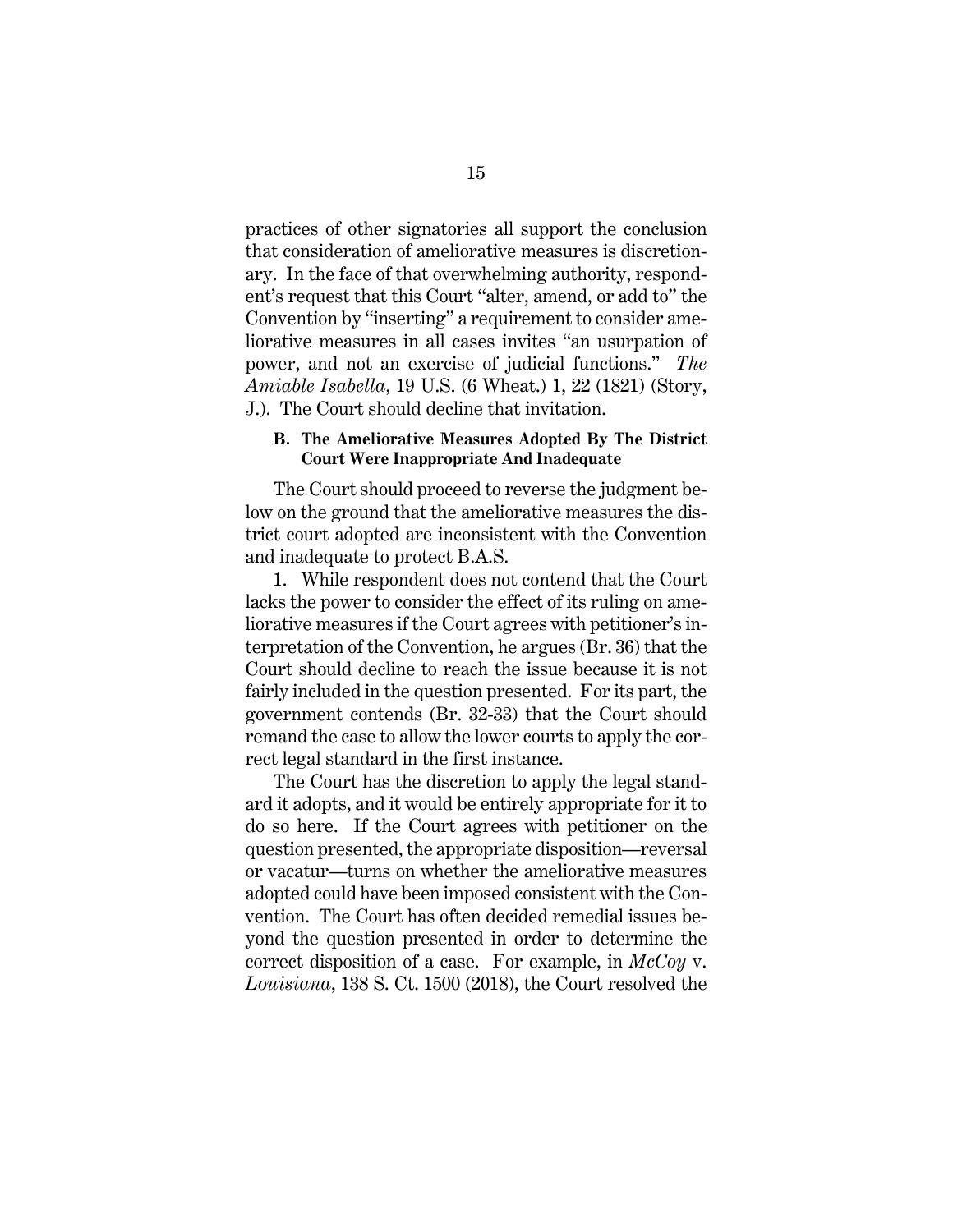practices of other signatories all support the conclusion that consideration of ameliorative measures is discretionary. In the face of that overwhelming authority, respondent's request that this Court "alter, amend, or add to" the Convention by "inserting" a requirement to consider ameliorative measures in all cases invites "an usurpation of power, and not an exercise of judicial functions." *The Amiable Isabella*, 19 U.S. (6 Wheat.) 1, 22 (1821) (Story, J.). The Court should decline that invitation.

### B. The Ameliorative Measures Adopted By The District Court Were Inappropriate And Inadequate

The Court should proceed to reverse the judgment below on the ground that the ameliorative measures the district court adopted are inconsistent with the Convention and inadequate to protect B.A.S.

1. While respondent does not contend that the Court lacks the power to consider the effect of its ruling on ameliorative measures if the Court agrees with petitioner's interpretation of the Convention, he argues (Br. 36) that the Court should decline to reach the issue because it is not fairly included in the question presented. For its part, the government contends (Br. 32-33) that the Court should remand the case to allow the lower courts to apply the correct legal standard in the first instance.

The Court has the discretion to apply the legal standard it adopts, and it would be entirely appropriate for it to do so here. If the Court agrees with petitioner on the question presented, the appropriate disposition—reversal or vacatur—turns on whether the ameliorative measures adopted could have been imposed consistent with the Convention. The Court has often decided remedial issues beyond the question presented in order to determine the correct disposition of a case. For example, in *McCoy* v. *Louisiana*, 138 S. Ct. 1500 (2018), the Court resolved the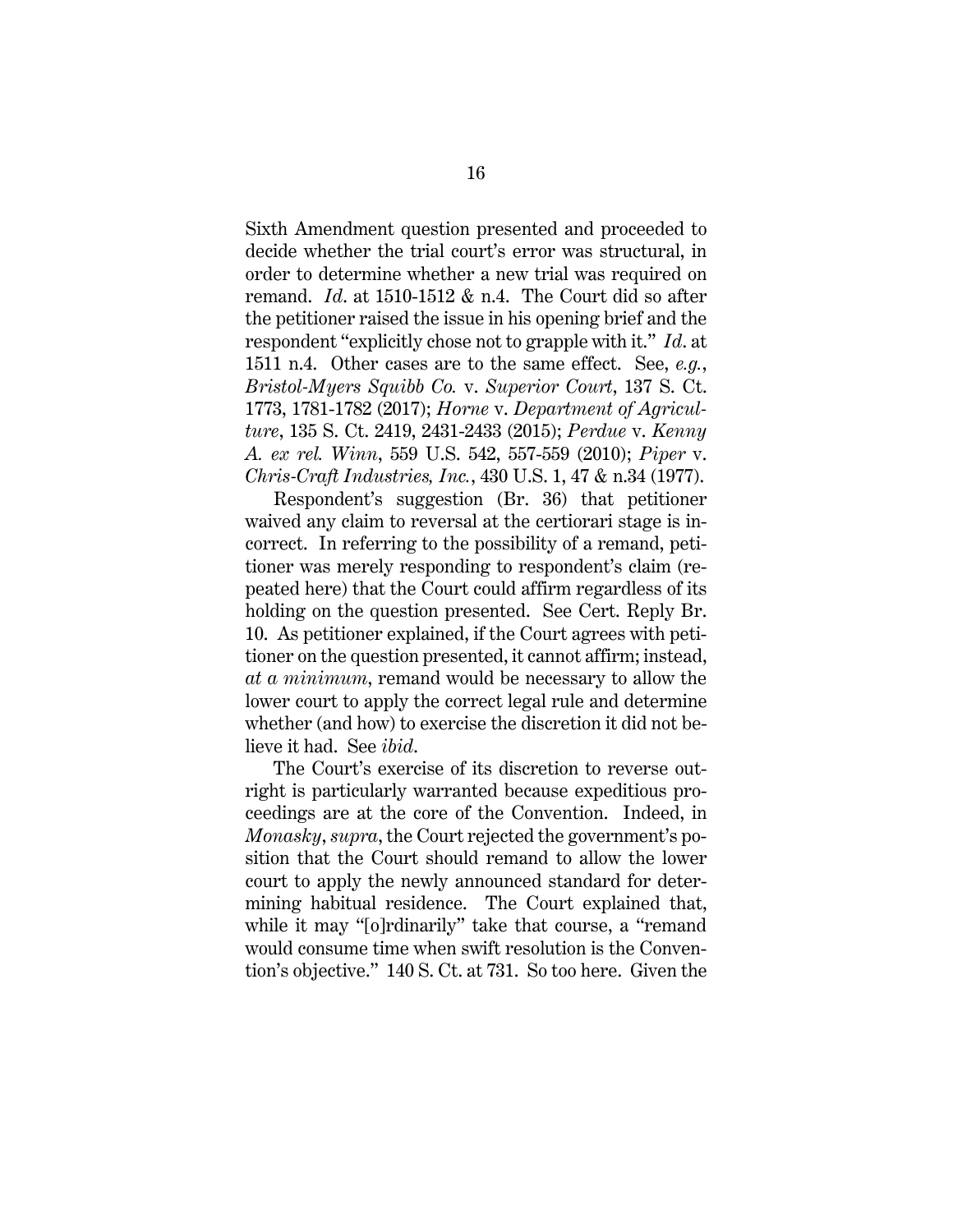Sixth Amendment question presented and proceeded to decide whether the trial court's error was structural, in order to determine whether a new trial was required on remand. *Id*. at 1510-1512 & n.4. The Court did so after the petitioner raised the issue in his opening brief and the respondent "explicitly chose not to grapple with it." *Id*. at 1511 n.4. Other cases are to the same effect. See, *e.g.*, *Bristol-Myers Squibb Co.* v. *Superior Court*, 137 S. Ct. 1773, 1781-1782 (2017); *Horne* v. *Department of Agriculture*, 135 S. Ct. 2419, 2431-2433 (2015); *Perdue* v. *Kenny A. ex rel. Winn*, 559 U.S. 542, 557-559 (2010); *Piper* v. *Chris-Craft Industries, Inc.*, 430 U.S. 1, 47 & n.34 (1977).

Respondent's suggestion (Br. 36) that petitioner waived any claim to reversal at the certiorari stage is incorrect. In referring to the possibility of a remand, petitioner was merely responding to respondent's claim (repeated here) that the Court could affirm regardless of its holding on the question presented. See Cert. Reply Br. 10. As petitioner explained, if the Court agrees with petitioner on the question presented, it cannot affirm; instead, *at a minimum*, remand would be necessary to allow the lower court to apply the correct legal rule and determine whether (and how) to exercise the discretion it did not believe it had. See *ibid*.

The Court's exercise of its discretion to reverse outright is particularly warranted because expeditious proceedings are at the core of the Convention. Indeed, in *Monasky*, *supra*, the Court rejected the government's position that the Court should remand to allow the lower court to apply the newly announced standard for determining habitual residence. The Court explained that, while it may "[o]rdinarily" take that course, a "remand would consume time when swift resolution is the Convention's objective." 140 S. Ct. at 731. So too here. Given the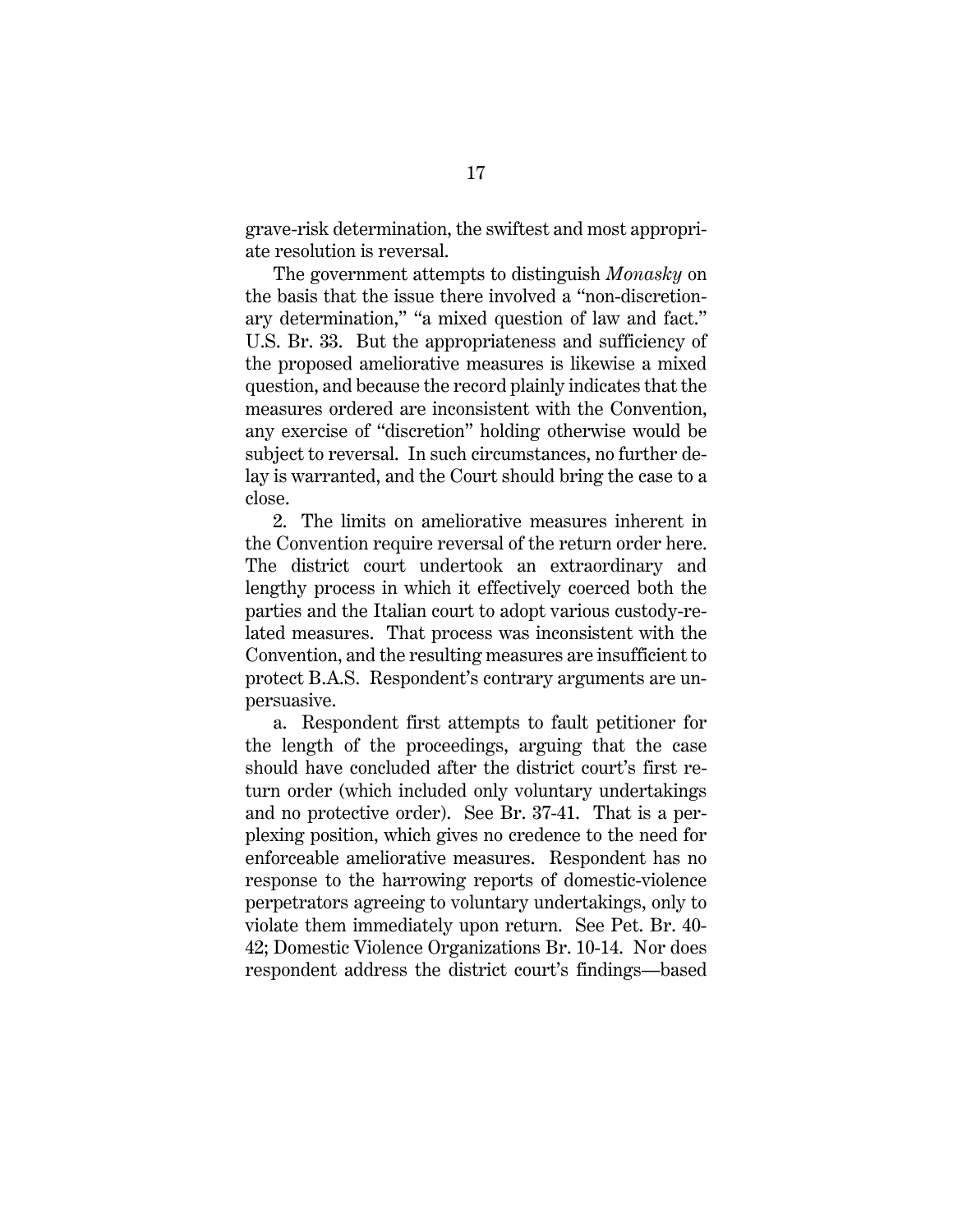grave-risk determination, the swiftest and most appropriate resolution is reversal.

The government attempts to distinguish *Monasky* on the basis that the issue there involved a "non-discretionary determination," "a mixed question of law and fact." U.S. Br. 33. But the appropriateness and sufficiency of the proposed ameliorative measures is likewise a mixed question, and because the record plainly indicates that the measures ordered are inconsistent with the Convention, any exercise of "discretion" holding otherwise would be subject to reversal. In such circumstances, no further delay is warranted, and the Court should bring the case to a close.

2. The limits on ameliorative measures inherent in the Convention require reversal of the return order here. The district court undertook an extraordinary and lengthy process in which it effectively coerced both the parties and the Italian court to adopt various custody-related measures. That process was inconsistent with the Convention, and the resulting measures are insufficient to protect B.A.S. Respondent's contrary arguments are unpersuasive.

a. Respondent first attempts to fault petitioner for the length of the proceedings, arguing that the case should have concluded after the district court's first return order (which included only voluntary undertakings and no protective order). See Br. 37-41. That is a perplexing position, which gives no credence to the need for enforceable ameliorative measures. Respondent has no response to the harrowing reports of domestic-violence perpetrators agreeing to voluntary undertakings, only to violate them immediately upon return. See Pet. Br. 40-42; Domestic Violence Organizations Br. 10-14. Nor does respondent address the district court's findings—based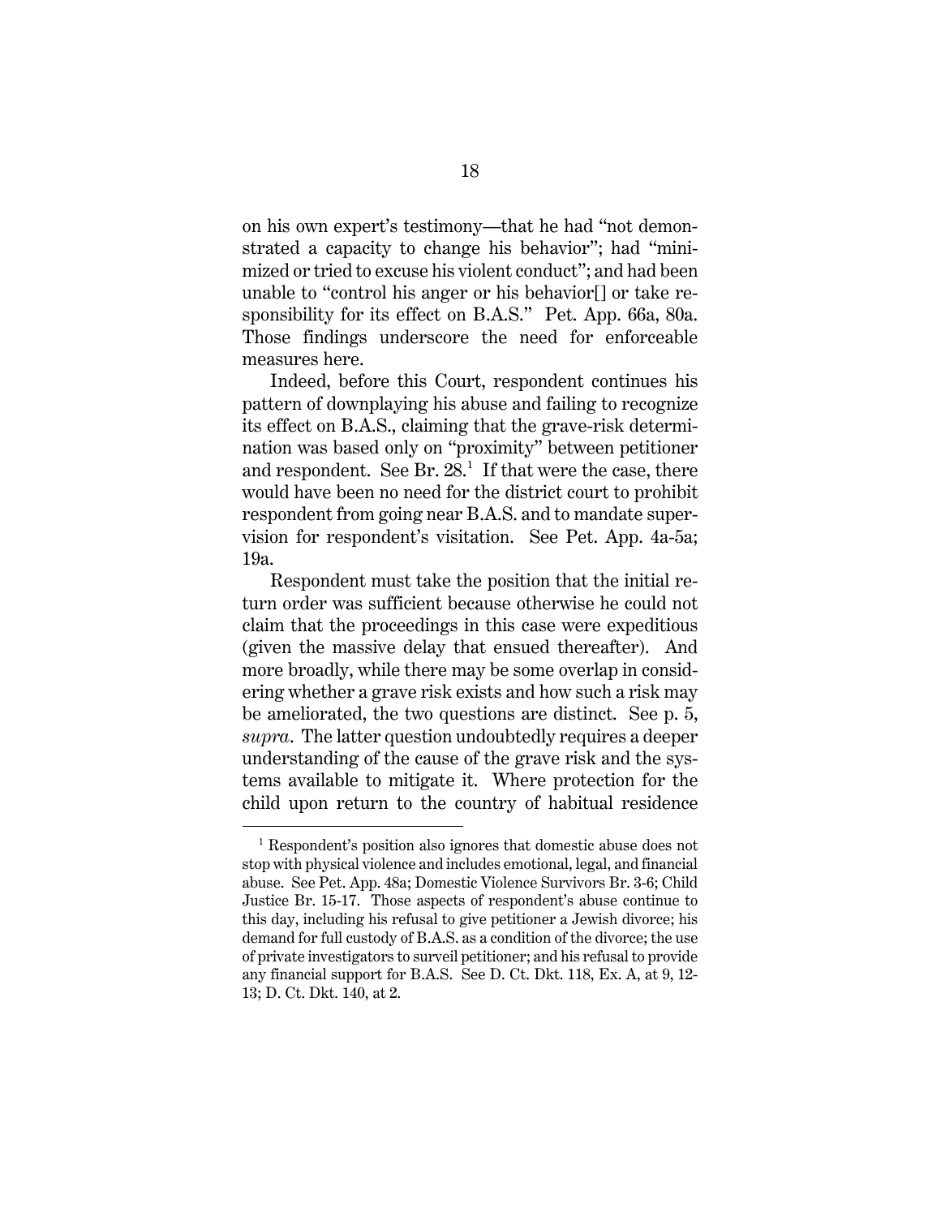on his own expert's testimony—that he had "not demonstrated a capacity to change his behavior"; had "minimized or tried to excuse his violent conduct"; and had been unable to "control his anger or his behavior[] or take responsibility for its effect on B.A.S." Pet. App. 66a, 80a. Those findings underscore the need for enforceable measures here.

Indeed, before this Court, respondent continues his pattern of downplaying his abuse and failing to recognize its effect on B.A.S., claiming that the grave-risk determination was based only on "proximity" between petitioner and respondent. See Br. 28.[1] If that were the case, there would have been no need for the district court to prohibit respondent from going near B.A.S. and to mandate supervision for respondent's visitation. See Pet. App. 4a-5a; 19a.

Respondent must take the position that the initial return order was sufficient because otherwise he could not claim that the proceedings in this case were expeditious (given the massive delay that ensued thereafter). And more broadly, while there may be some overlap in considering whether a grave risk exists and how such a risk may be ameliorated, the two questions are distinct. See p. 5, *supra*. The latter question undoubtedly requires a deeper understanding of the cause of the grave risk and the systems available to mitigate it. Where protection for the child upon return to the country of habitual residence

---

[1] Respondent's position also ignores that domestic abuse does not stop with physical violence and includes emotional, legal, and financial abuse. See Pet. App. 48a; Domestic Violence Survivors Br. 3-6; Child Justice Br. 15-17. Those aspects of respondent's abuse continue to this day, including his refusal to give petitioner a Jewish divorce; his demand for full custody of B.A.S. as a condition of the divorce; the use of private investigators to surveil petitioner; and his refusal to provide any financial support for B.A.S. See D. Ct. Dkt. 118, Ex. A, at 9, 12-13; D. Ct. Dkt. 140, at 2.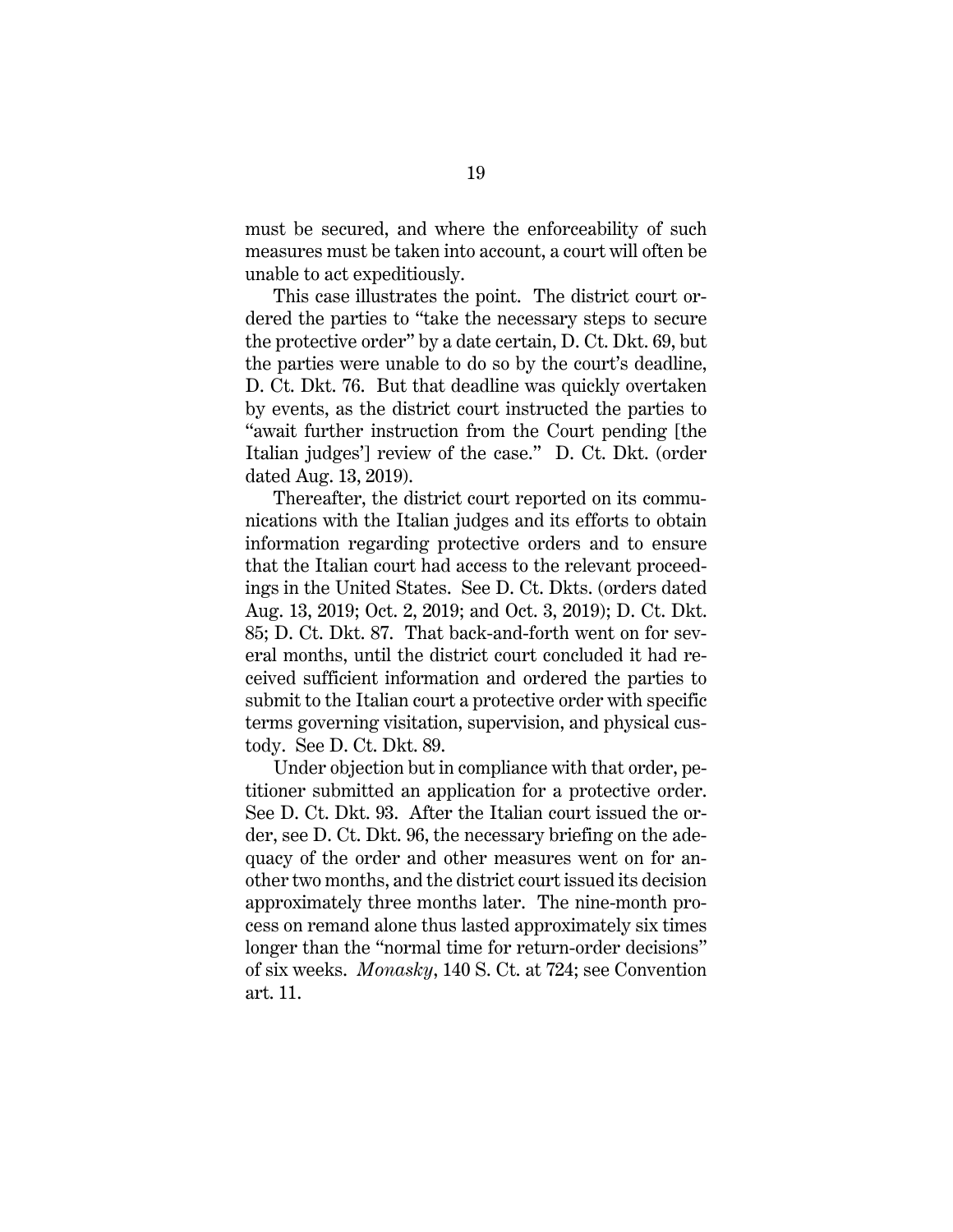must be secured, and where the enforceability of such measures must be taken into account, a court will often be unable to act expeditiously.

This case illustrates the point. The district court ordered the parties to "take the necessary steps to secure the protective order" by a date certain, D. Ct. Dkt. 69, but the parties were unable to do so by the court's deadline, D. Ct. Dkt. 76. But that deadline was quickly overtaken by events, as the district court instructed the parties to "await further instruction from the Court pending [the Italian judges'] review of the case." D. Ct. Dkt. (order dated Aug. 13, 2019).

Thereafter, the district court reported on its communications with the Italian judges and its efforts to obtain information regarding protective orders and to ensure that the Italian court had access to the relevant proceedings in the United States. See D. Ct. Dkts. (orders dated Aug. 13, 2019; Oct. 2, 2019; and Oct. 3, 2019); D. Ct. Dkt. 85; D. Ct. Dkt. 87. That back-and-forth went on for several months, until the district court concluded it had received sufficient information and ordered the parties to submit to the Italian court a protective order with specific terms governing visitation, supervision, and physical custody. See D. Ct. Dkt. 89.

Under objection but in compliance with that order, petitioner submitted an application for a protective order. See D. Ct. Dkt. 93. After the Italian court issued the order, see D. Ct. Dkt. 96, the necessary briefing on the adequacy of the order and other measures went on for another two months, and the district court issued its decision approximately three months later. The nine-month process on remand alone thus lasted approximately six times longer than the "normal time for return-order decisions" of six weeks. *Monasky*, 140 S. Ct. at 724; see Convention art. 11.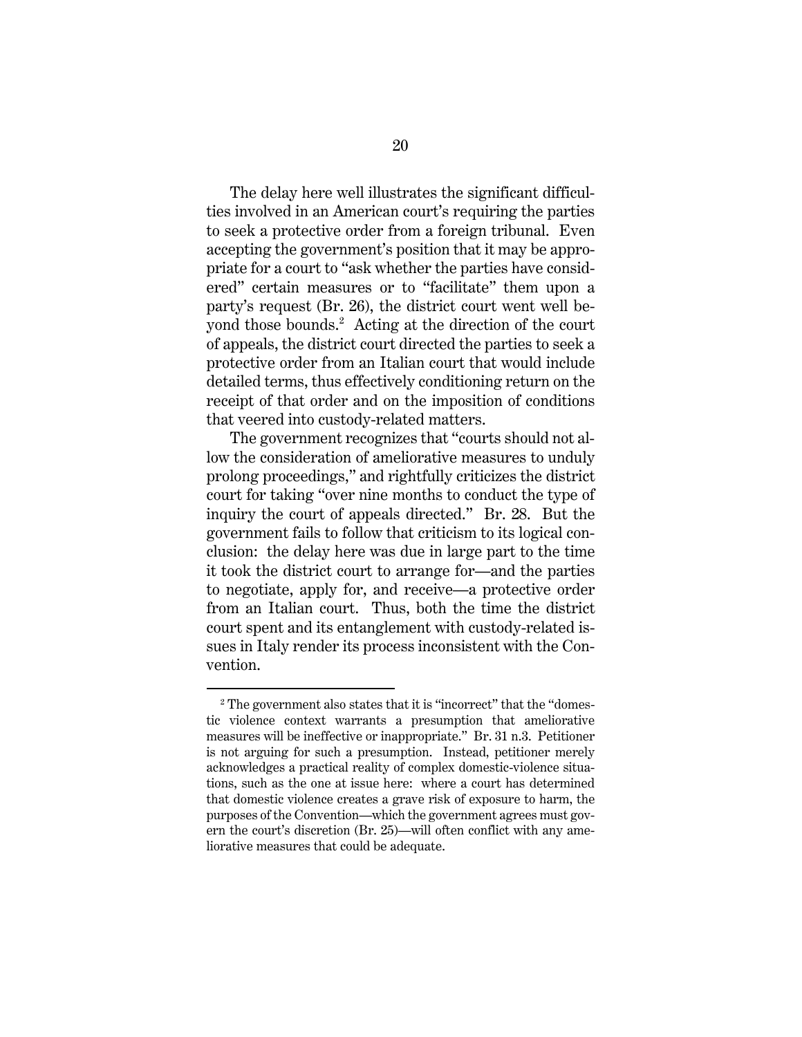The delay here well illustrates the significant difficulties involved in an American court's requiring the parties to seek a protective order from a foreign tribunal. Even accepting the government's position that it may be appropriate for a court to "ask whether the parties have considered" certain measures or to "facilitate" them upon a party's request (Br. 26), the district court went well beyond those bounds.[2] Acting at the direction of the court of appeals, the district court directed the parties to seek a protective order from an Italian court that would include detailed terms, thus effectively conditioning return on the receipt of that order and on the imposition of conditions that veered into custody-related matters.

The government recognizes that "courts should not allow the consideration of ameliorative measures to unduly prolong proceedings," and rightfully criticizes the district court for taking "over nine months to conduct the type of inquiry the court of appeals directed." Br. 28. But the government fails to follow that criticism to its logical conclusion: the delay here was due in large part to the time it took the district court to arrange for—and the parties to negotiate, apply for, and receive—a protective order from an Italian court. Thus, both the time the district court spent and its entanglement with custody-related issues in Italy render its process inconsistent with the Convention.

---

[2] The government also states that it is "incorrect" that the "domestic violence context warrants a presumption that ameliorative measures will be ineffective or inappropriate." Br. 31 n.3. Petitioner is not arguing for such a presumption. Instead, petitioner merely acknowledges a practical reality of complex domestic-violence situations, such as the one at issue here: where a court has determined that domestic violence creates a grave risk of exposure to harm, the purposes of the Convention—which the government agrees must govern the court's discretion (Br. 25)—will often conflict with any ameliorative measures that could be adequate.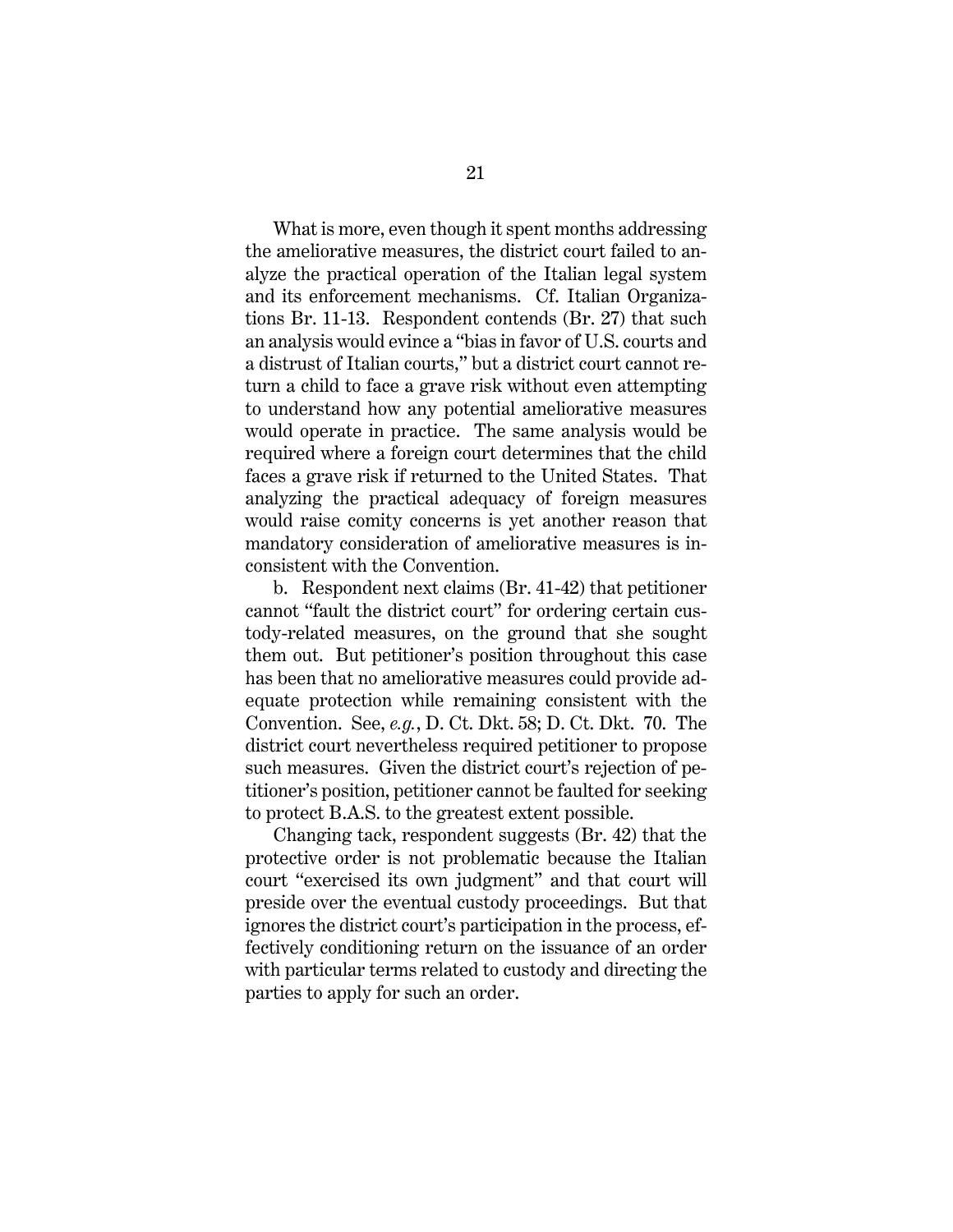What is more, even though it spent months addressing the ameliorative measures, the district court failed to analyze the practical operation of the Italian legal system and its enforcement mechanisms. Cf. Italian Organizations Br. 11-13. Respondent contends (Br. 27) that such an analysis would evince a "bias in favor of U.S. courts and a distrust of Italian courts," but a district court cannot return a child to face a grave risk without even attempting to understand how any potential ameliorative measures would operate in practice. The same analysis would be required where a foreign court determines that the child faces a grave risk if returned to the United States. That analyzing the practical adequacy of foreign measures would raise comity concerns is yet another reason that mandatory consideration of ameliorative measures is inconsistent with the Convention.

b. Respondent next claims (Br. 41-42) that petitioner cannot "fault the district court" for ordering certain custody-related measures, on the ground that she sought them out. But petitioner's position throughout this case has been that no ameliorative measures could provide adequate protection while remaining consistent with the Convention. See, *e.g.*, D. Ct. Dkt. 58; D. Ct. Dkt. 70. The district court nevertheless required petitioner to propose such measures. Given the district court's rejection of petitioner's position, petitioner cannot be faulted for seeking to protect B.A.S. to the greatest extent possible.

Changing tack, respondent suggests (Br. 42) that the protective order is not problematic because the Italian court "exercised its own judgment" and that court will preside over the eventual custody proceedings. But that ignores the district court's participation in the process, effectively conditioning return on the issuance of an order with particular terms related to custody and directing the parties to apply for such an order.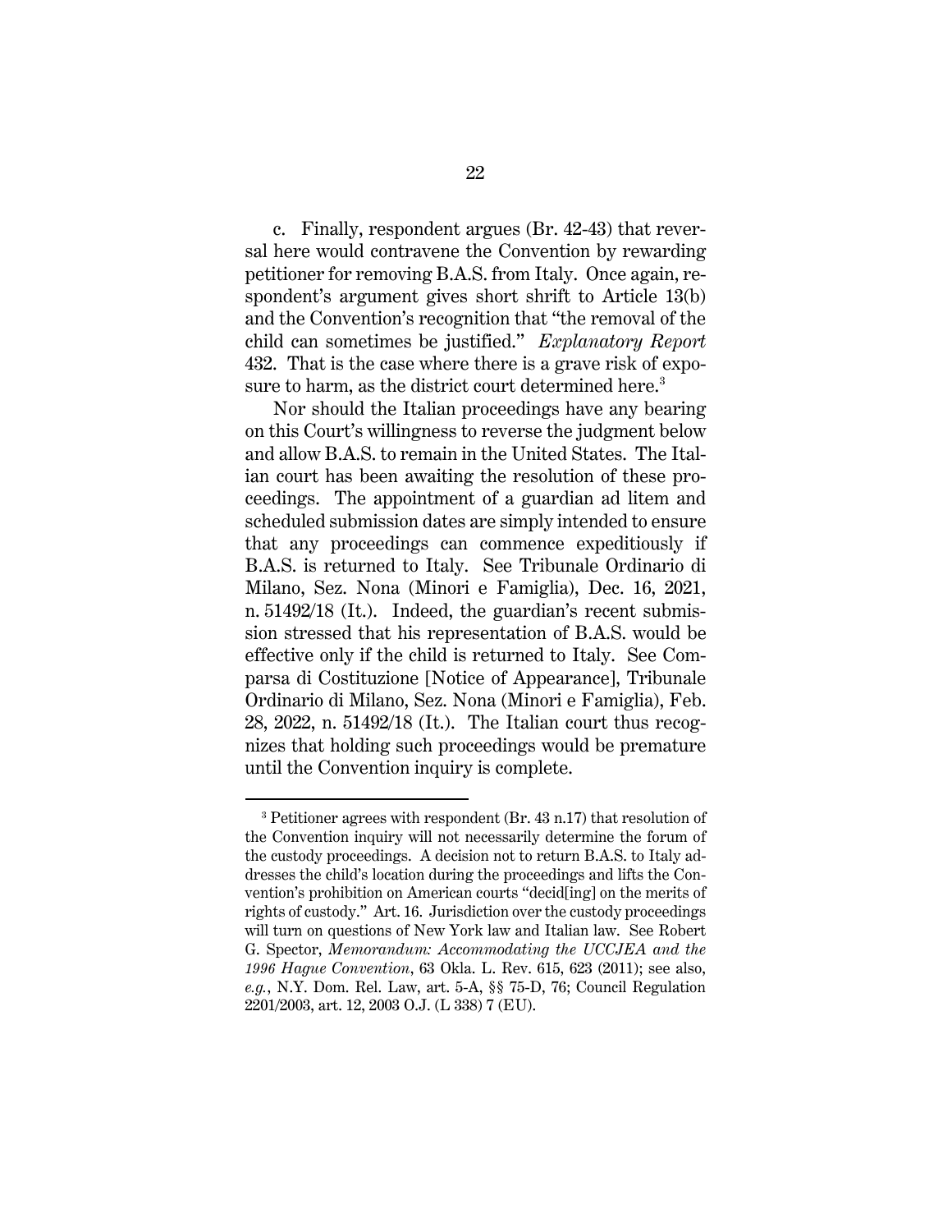c. Finally, respondent argues (Br. 42-43) that reversal here would contravene the Convention by rewarding petitioner for removing B.A.S. from Italy. Once again, respondent's argument gives short shrift to Article 13(b) and the Convention's recognition that "the removal of the child can sometimes be justified." *Explanatory Report* 432. That is the case where there is a grave risk of exposure to harm, as the district court determined here.[3]

Nor should the Italian proceedings have any bearing on this Court's willingness to reverse the judgment below and allow B.A.S. to remain in the United States. The Italian court has been awaiting the resolution of these proceedings. The appointment of a guardian ad litem and scheduled submission dates are simply intended to ensure that any proceedings can commence expeditiously if B.A.S. is returned to Italy. See Tribunale Ordinario di Milano, Sez. Nona (Minori e Famiglia), Dec. 16, 2021, n. 51492/18 (It.). Indeed, the guardian's recent submission stressed that his representation of B.A.S. would be effective only if the child is returned to Italy. See Comparsa di Costituzione [Notice of Appearance], Tribunale Ordinario di Milano, Sez. Nona (Minori e Famiglia), Feb. 28, 2022, n. 51492/18 (It.). The Italian court thus recognizes that holding such proceedings would be premature until the Convention inquiry is complete.

---

[3] Petitioner agrees with respondent (Br. 43 n.17) that resolution of the Convention inquiry will not necessarily determine the forum of the custody proceedings. A decision not to return B.A.S. to Italy addresses the child's location during the proceedings and lifts the Convention's prohibition on American courts "decid[ing] on the merits of rights of custody." Art. 16. Jurisdiction over the custody proceedings will turn on questions of New York law and Italian law. See Robert G. Spector, *Memorandum: Accommodating the UCCJEA and the 1996 Hague Convention*, 63 Okla. L. Rev. 615, 623 (2011); see also, *e.g.*, N.Y. Dom. Rel. Law, art. 5-A, §§ 75-D, 76; Council Regulation 2201/2003, art. 12, 2003 O.J. (L 338) 7 (EU).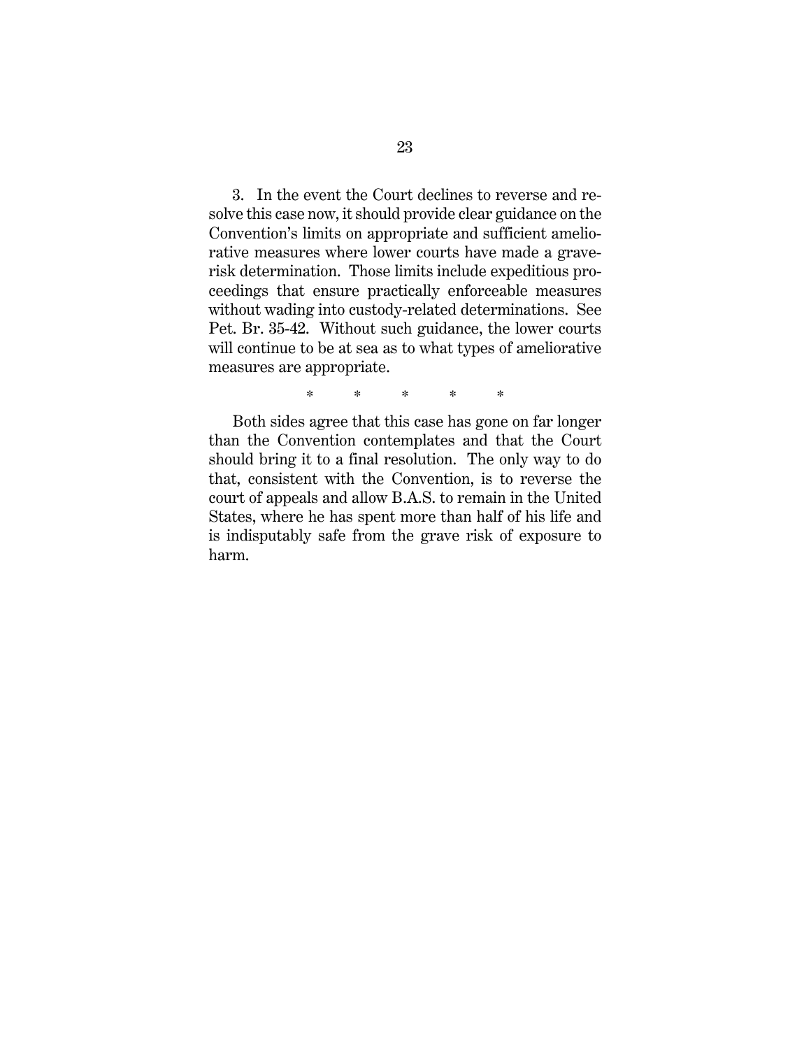3. In the event the Court declines to reverse and resolve this case now, it should provide clear guidance on the Convention's limits on appropriate and sufficient ameliorative measures where lower courts have made a grave-risk determination. Those limits include expeditious proceedings that ensure practically enforceable measures without wading into custody-related determinations. See Pet. Br. 35-42. Without such guidance, the lower courts will continue to be at sea as to what types of ameliorative measures are appropriate.

\* \* \* \* \*

Both sides agree that this case has gone on far longer than the Convention contemplates and that the Court should bring it to a final resolution. The only way to do that, consistent with the Convention, is to reverse the court of appeals and allow B.A.S. to remain in the United States, where he has spent more than half of his life and is indisputably safe from the grave risk of exposure to harm.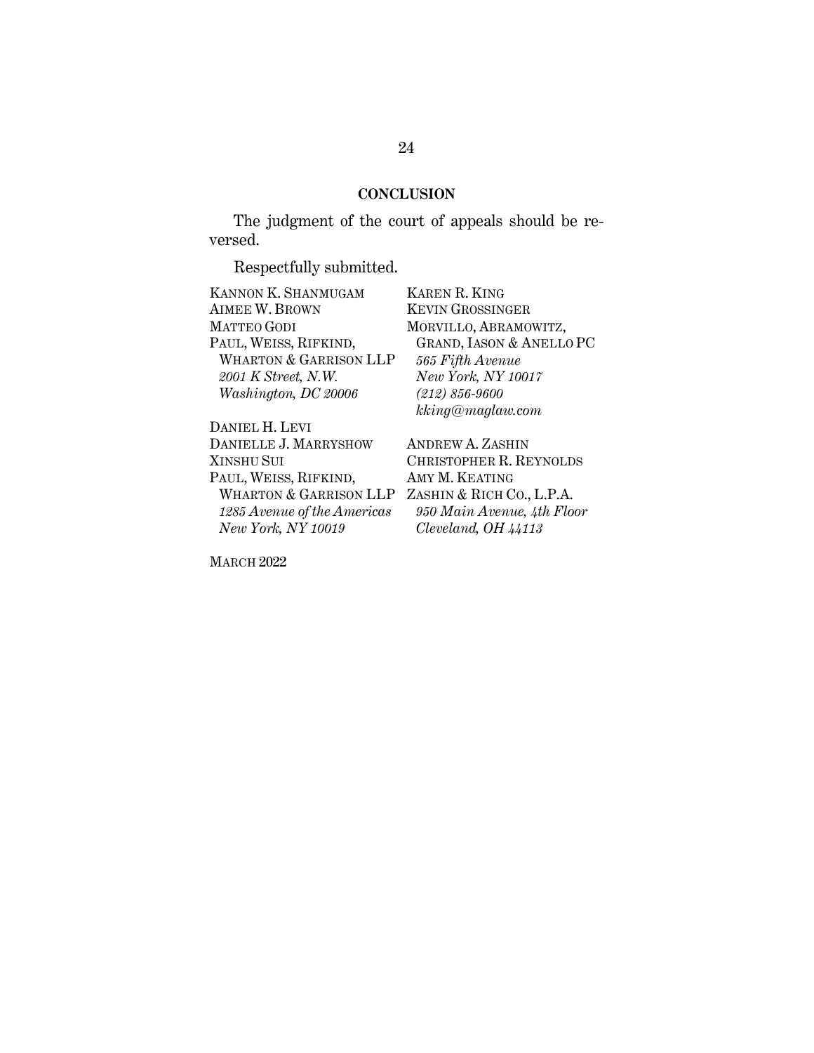## CONCLUSION

The judgment of the court of appeals should be reversed.

Respectfully submitted.

KANNON K. SHANMUGAM
AIMEE W. BROWN
MATTEO GODI
PAUL, WEISS, RIFKIND,
WHARTON & GARRISON LLP
*2001 K Street, N.W.*
*Washington, DC 20006*

DANIEL H. LEVI
DANIELLE J. MARRYSHOW
XINSHU SUI
PAUL, WEISS, RIFKIND,
WHARTON & GARRISON LLP
*1285 Avenue of the Americas*
*New York, NY 10019*

KAREN R. KING
KEVIN GROSSINGER
MORVILLO, ABRAMOWITZ,
GRAND, IASON & ANELLO PC
*565 Fifth Avenue*
*New York, NY 10017*
*(212) 856-9600*
*kking@maglaw.com*

ANDREW A. ZASHIN
CHRISTOPHER R. REYNOLDS
AMY M. KEATING
ZASHIN & RICH CO., L.P.A.
*950 Main Avenue, 4th Floor*
*Cleveland, OH 44113*

MARCH 2022